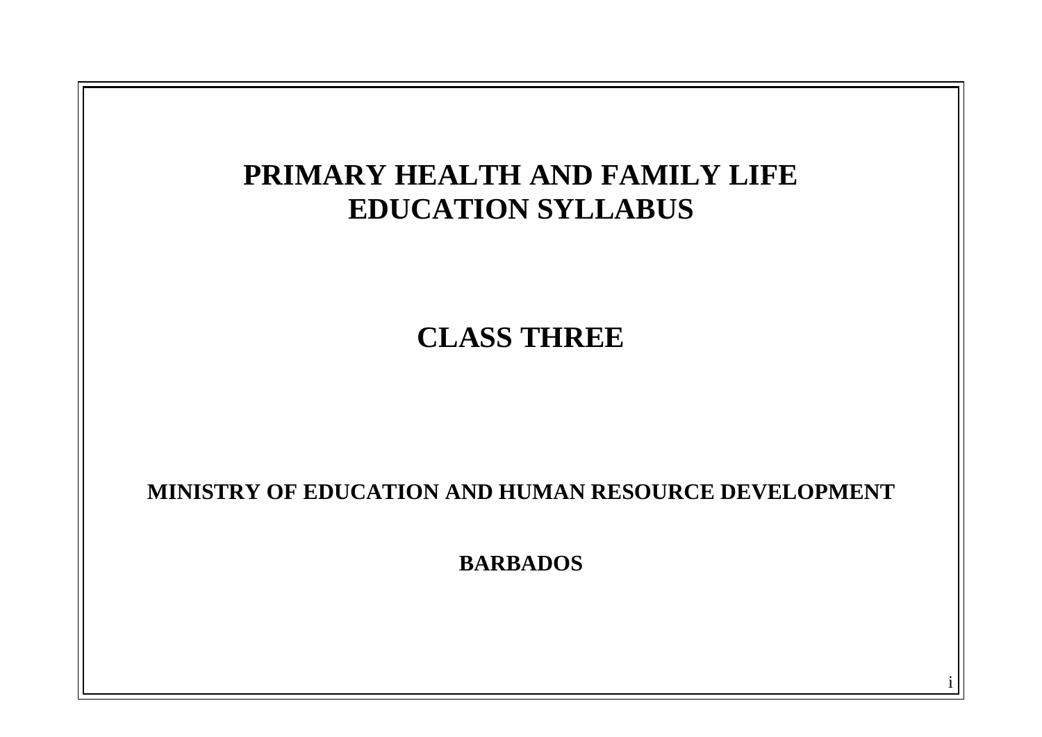# PRIMARY HEALTH AND FAMILY LIFE EDUCATION SYLLABUS

## CLASS THREE

**MINISTRY OF EDUCATION AND HUMAN RESOURCE DEVELOPMENT**

**BARBADOS**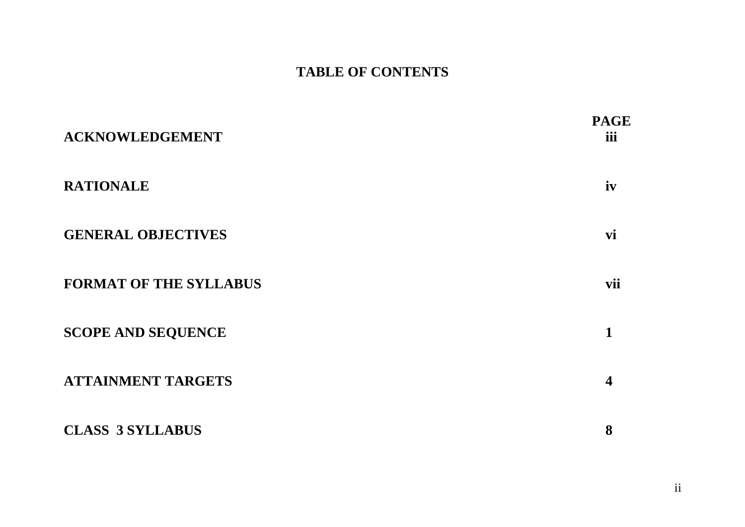# TABLE OF CONTENTS

| | PAGE |
|---|---|
| **ACKNOWLEDGEMENT** | **iii** |
| **RATIONALE** | **iv** |
| **GENERAL OBJECTIVES** | **vi** |
| **FORMAT OF THE SYLLABUS** | **vii** |
| **SCOPE AND SEQUENCE** | **1** |
| **ATTAINMENT TARGETS** | **4** |
| **CLASS 3 SYLLABUS** | **8** |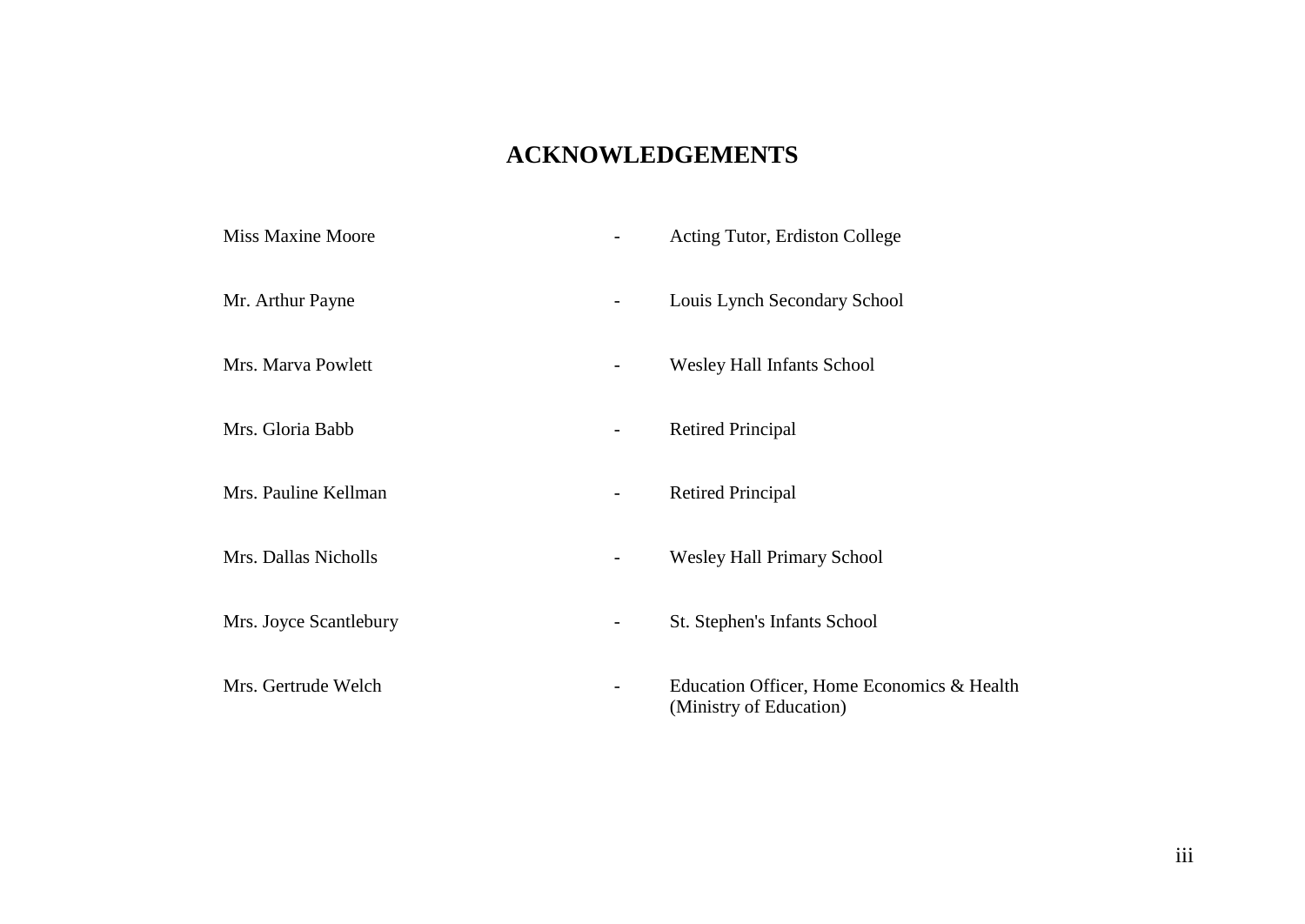# ACKNOWLEDGEMENTS

| | | |
|---|---|---|
| Miss Maxine Moore | - | Acting Tutor, Erdiston College |
| Mr. Arthur Payne | - | Louis Lynch Secondary School |
| Mrs. Marva Powlett | - | Wesley Hall Infants School |
| Mrs. Gloria Babb | - | Retired Principal |
| Mrs. Pauline Kellman | - | Retired Principal |
| Mrs. Dallas Nicholls | - | Wesley Hall Primary School |
| Mrs. Joyce Scantlebury | - | St. Stephen's Infants School |
| Mrs. Gertrude Welch | - | Education Officer, Home Economics & Health (Ministry of Education) |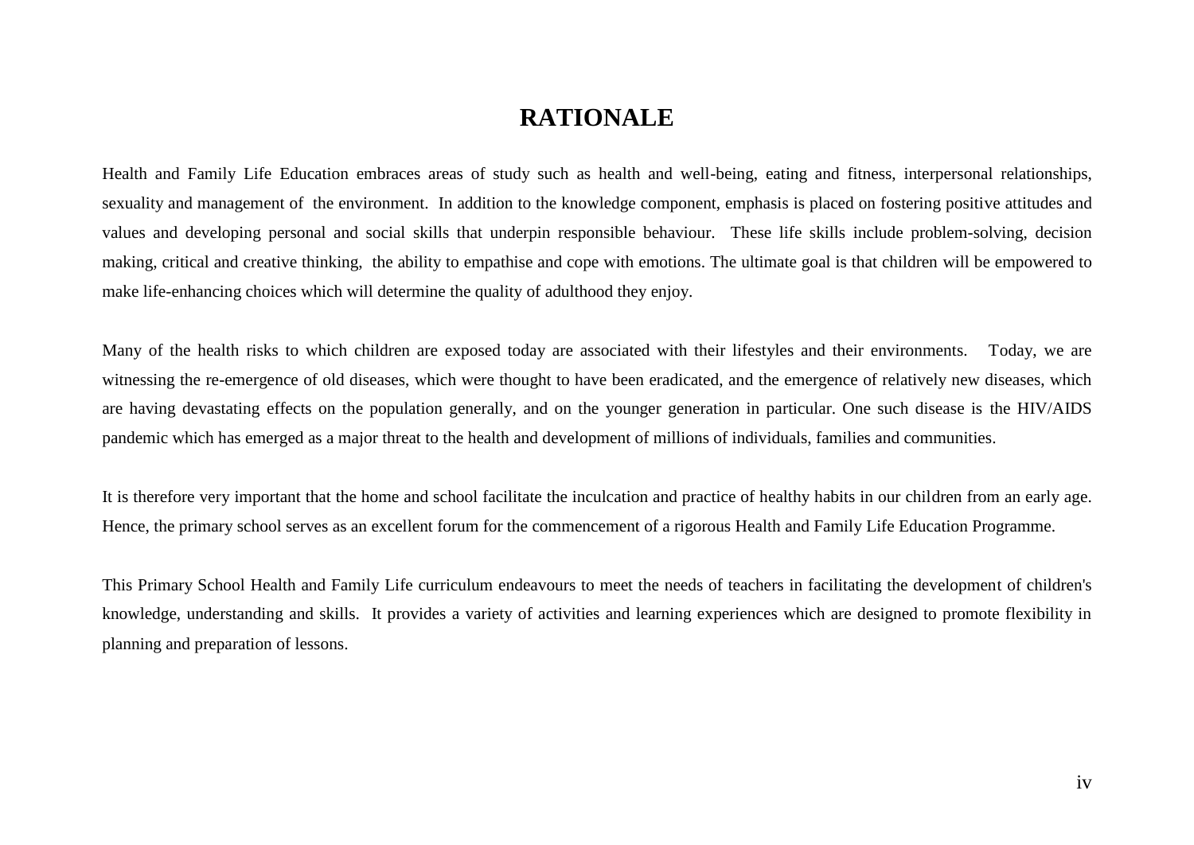# RATIONALE

Health and Family Life Education embraces areas of study such as health and well-being, eating and fitness, interpersonal relationships, sexuality and management of the environment. In addition to the knowledge component, emphasis is placed on fostering positive attitudes and values and developing personal and social skills that underpin responsible behaviour. These life skills include problem-solving, decision making, critical and creative thinking, the ability to empathise and cope with emotions. The ultimate goal is that children will be empowered to make life-enhancing choices which will determine the quality of adulthood they enjoy.

Many of the health risks to which children are exposed today are associated with their lifestyles and their environments. Today, we are witnessing the re-emergence of old diseases, which were thought to have been eradicated, and the emergence of relatively new diseases, which are having devastating effects on the population generally, and on the younger generation in particular. One such disease is the HIV/AIDS pandemic which has emerged as a major threat to the health and development of millions of individuals, families and communities.

It is therefore very important that the home and school facilitate the inculcation and practice of healthy habits in our children from an early age. Hence, the primary school serves as an excellent forum for the commencement of a rigorous Health and Family Life Education Programme.

This Primary School Health and Family Life curriculum endeavours to meet the needs of teachers in facilitating the development of children's knowledge, understanding and skills. It provides a variety of activities and learning experiences which are designed to promote flexibility in planning and preparation of lessons.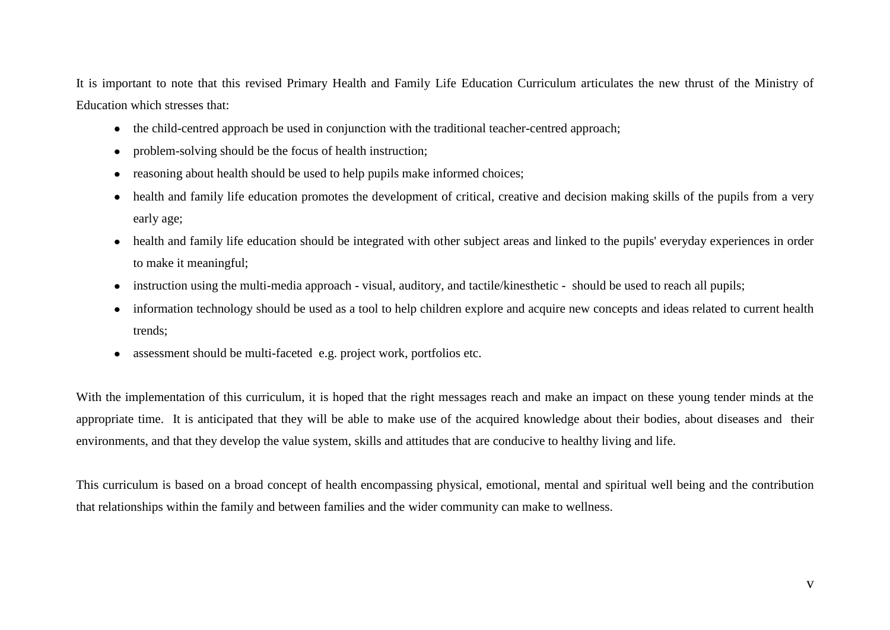It is important to note that this revised Primary Health and Family Life Education Curriculum articulates the new thrust of the Ministry of Education which stresses that:

- the child-centred approach be used in conjunction with the traditional teacher-centred approach;
- problem-solving should be the focus of health instruction;
- reasoning about health should be used to help pupils make informed choices;
- health and family life education promotes the development of critical, creative and decision making skills of the pupils from a very early age;
- health and family life education should be integrated with other subject areas and linked to the pupils' everyday experiences in order to make it meaningful;
- instruction using the multi-media approach - visual, auditory, and tactile/kinesthetic - should be used to reach all pupils;
- information technology should be used as a tool to help children explore and acquire new concepts and ideas related to current health trends;
- assessment should be multi-faceted e.g. project work, portfolios etc.

With the implementation of this curriculum, it is hoped that the right messages reach and make an impact on these young tender minds at the appropriate time. It is anticipated that they will be able to make use of the acquired knowledge about their bodies, about diseases and their environments, and that they develop the value system, skills and attitudes that are conducive to healthy living and life.

This curriculum is based on a broad concept of health encompassing physical, emotional, mental and spiritual well being and the contribution that relationships within the family and between families and the wider community can make to wellness.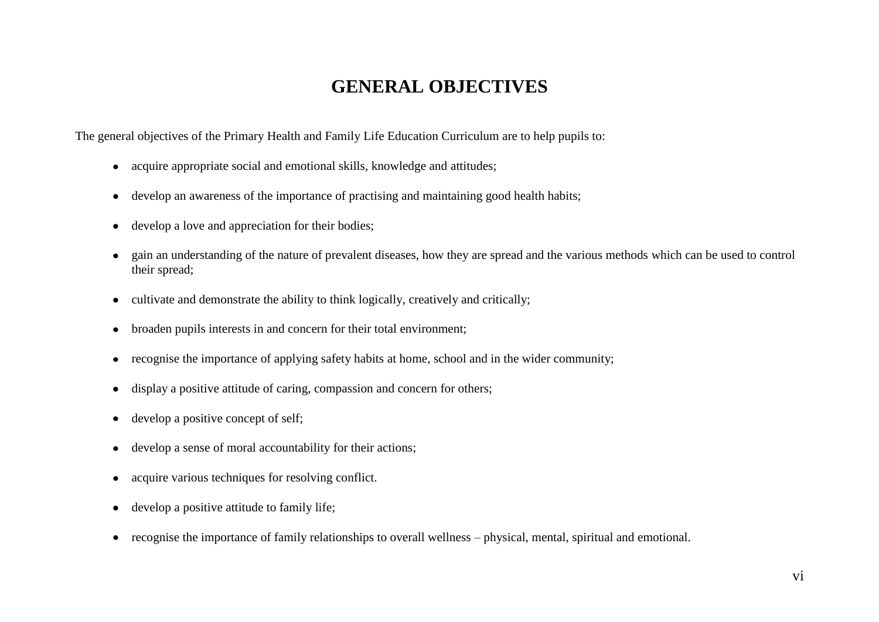# GENERAL OBJECTIVES

The general objectives of the Primary Health and Family Life Education Curriculum are to help pupils to:

- acquire appropriate social and emotional skills, knowledge and attitudes;
- develop an awareness of the importance of practising and maintaining good health habits;
- develop a love and appreciation for their bodies;
- gain an understanding of the nature of prevalent diseases, how they are spread and the various methods which can be used to control their spread;
- cultivate and demonstrate the ability to think logically, creatively and critically;
- broaden pupils interests in and concern for their total environment;
- recognise the importance of applying safety habits at home, school and in the wider community;
- display a positive attitude of caring, compassion and concern for others;
- develop a positive concept of self;
- develop a sense of moral accountability for their actions;
- acquire various techniques for resolving conflict.
- develop a positive attitude to family life;
- recognise the importance of family relationships to overall wellness – physical, mental, spiritual and emotional.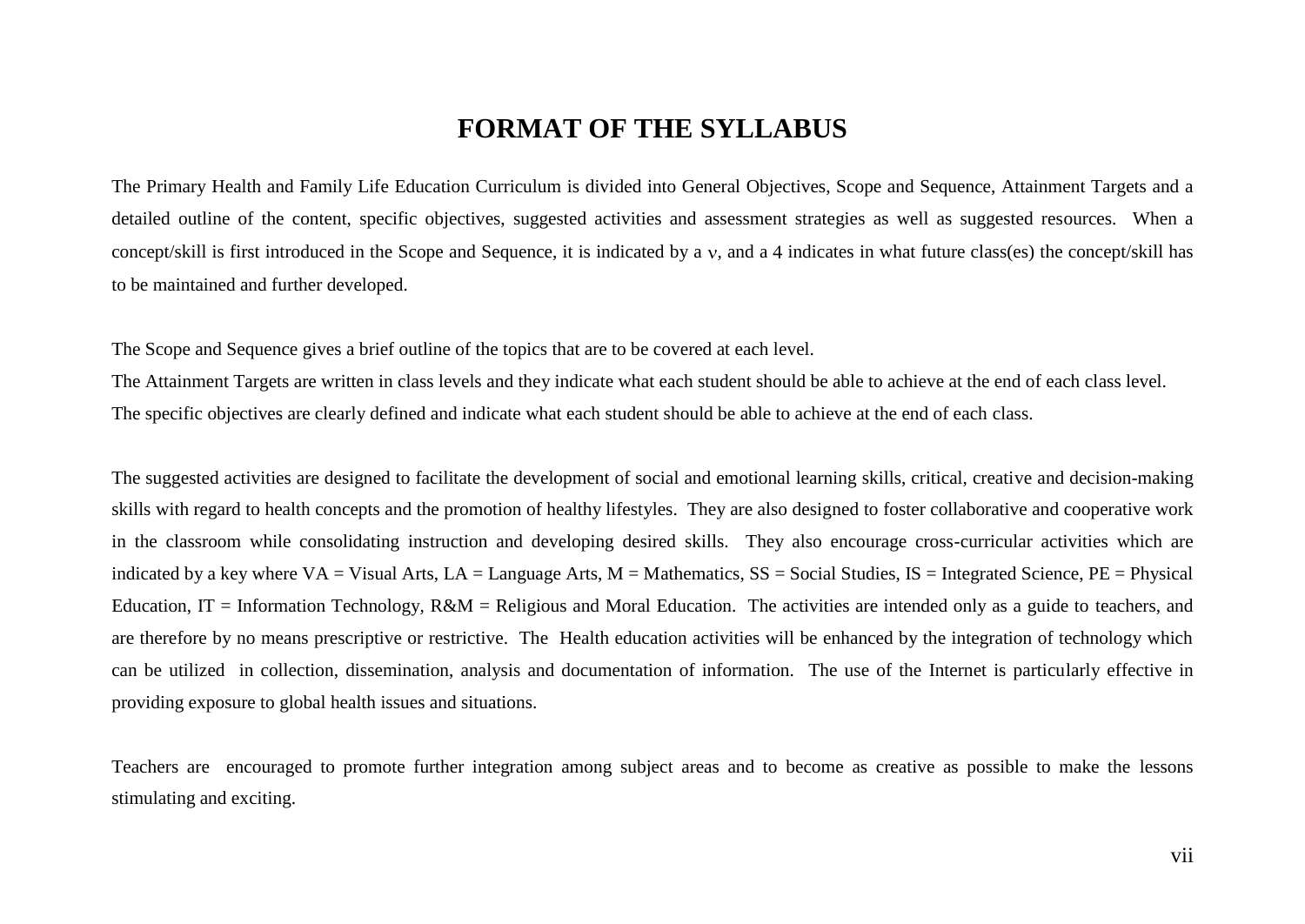# FORMAT OF THE SYLLABUS

The Primary Health and Family Life Education Curriculum is divided into General Objectives, Scope and Sequence, Attainment Targets and a detailed outline of the content, specific objectives, suggested activities and assessment strategies as well as suggested resources. When a concept/skill is first introduced in the Scope and Sequence, it is indicated by a ν, and a 4 indicates in what future class(es) the concept/skill has to be maintained and further developed.

The Scope and Sequence gives a brief outline of the topics that are to be covered at each level.
The Attainment Targets are written in class levels and they indicate what each student should be able to achieve at the end of each class level.
The specific objectives are clearly defined and indicate what each student should be able to achieve at the end of each class.

The suggested activities are designed to facilitate the development of social and emotional learning skills, critical, creative and decision-making skills with regard to health concepts and the promotion of healthy lifestyles. They are also designed to foster collaborative and cooperative work in the classroom while consolidating instruction and developing desired skills. They also encourage cross-curricular activities which are indicated by a key where VA = Visual Arts, LA = Language Arts, M = Mathematics, SS = Social Studies, IS = Integrated Science, PE = Physical Education, IT = Information Technology, R&M = Religious and Moral Education. The activities are intended only as a guide to teachers, and are therefore by no means prescriptive or restrictive. The Health education activities will be enhanced by the integration of technology which can be utilized in collection, dissemination, analysis and documentation of information. The use of the Internet is particularly effective in providing exposure to global health issues and situations.

Teachers are encouraged to promote further integration among subject areas and to become as creative as possible to make the lessons stimulating and exciting.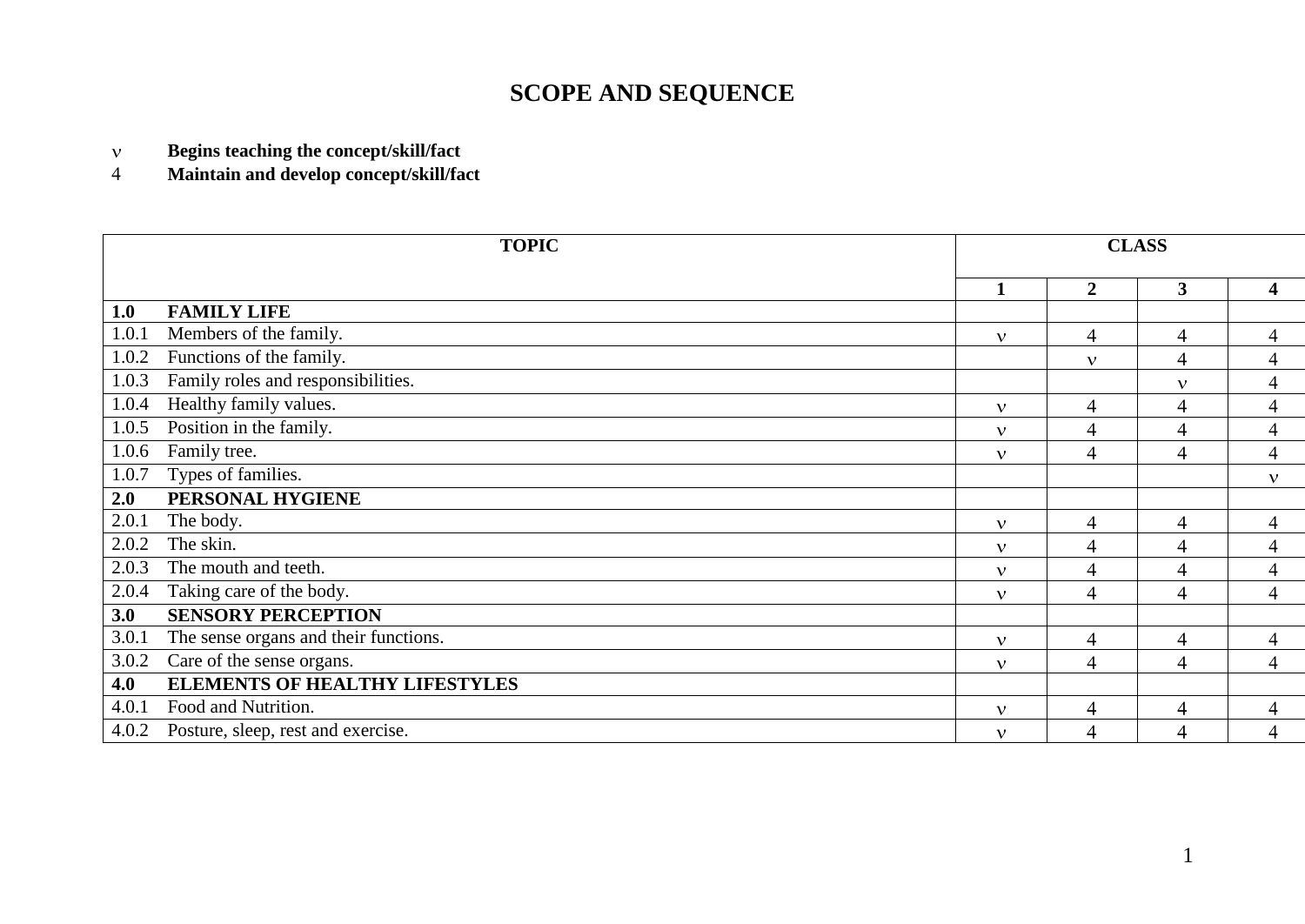# SCOPE AND SEQUENCE

ν **Begins teaching the concept/skill/fact**
4 **Maintain and develop concept/skill/fact**

| TOPIC | CLASS | | | |
|---|---|---|---|---|
| | 1 | 2 | 3 | 4 |
| **1.0 FAMILY LIFE** | | | | |
| 1.0.1 Members of the family. | ν | 4 | 4 | 4 |
| 1.0.2 Functions of the family. | | ν | 4 | 4 |
| 1.0.3 Family roles and responsibilities. | | | ν | 4 |
| 1.0.4 Healthy family values. | ν | 4 | 4 | 4 |
| 1.0.5 Position in the family. | ν | 4 | 4 | 4 |
| 1.0.6 Family tree. | ν | 4 | 4 | 4 |
| 1.0.7 Types of families. | | | | ν |
| **2.0 PERSONAL HYGIENE** | | | | |
| 2.0.1 The body. | ν | 4 | 4 | 4 |
| 2.0.2 The skin. | ν | 4 | 4 | 4 |
| 2.0.3 The mouth and teeth. | ν | 4 | 4 | 4 |
| 2.0.4 Taking care of the body. | ν | 4 | 4 | 4 |
| **3.0 SENSORY PERCEPTION** | | | | |
| 3.0.1 The sense organs and their functions. | ν | 4 | 4 | 4 |
| 3.0.2 Care of the sense organs. | ν | 4 | 4 | 4 |
| **4.0 ELEMENTS OF HEALTHY LIFESTYLES** | | | | |
| 4.0.1 Food and Nutrition. | ν | 4 | 4 | 4 |
| 4.0.2 Posture, sleep, rest and exercise. | ν | 4 | 4 | 4 |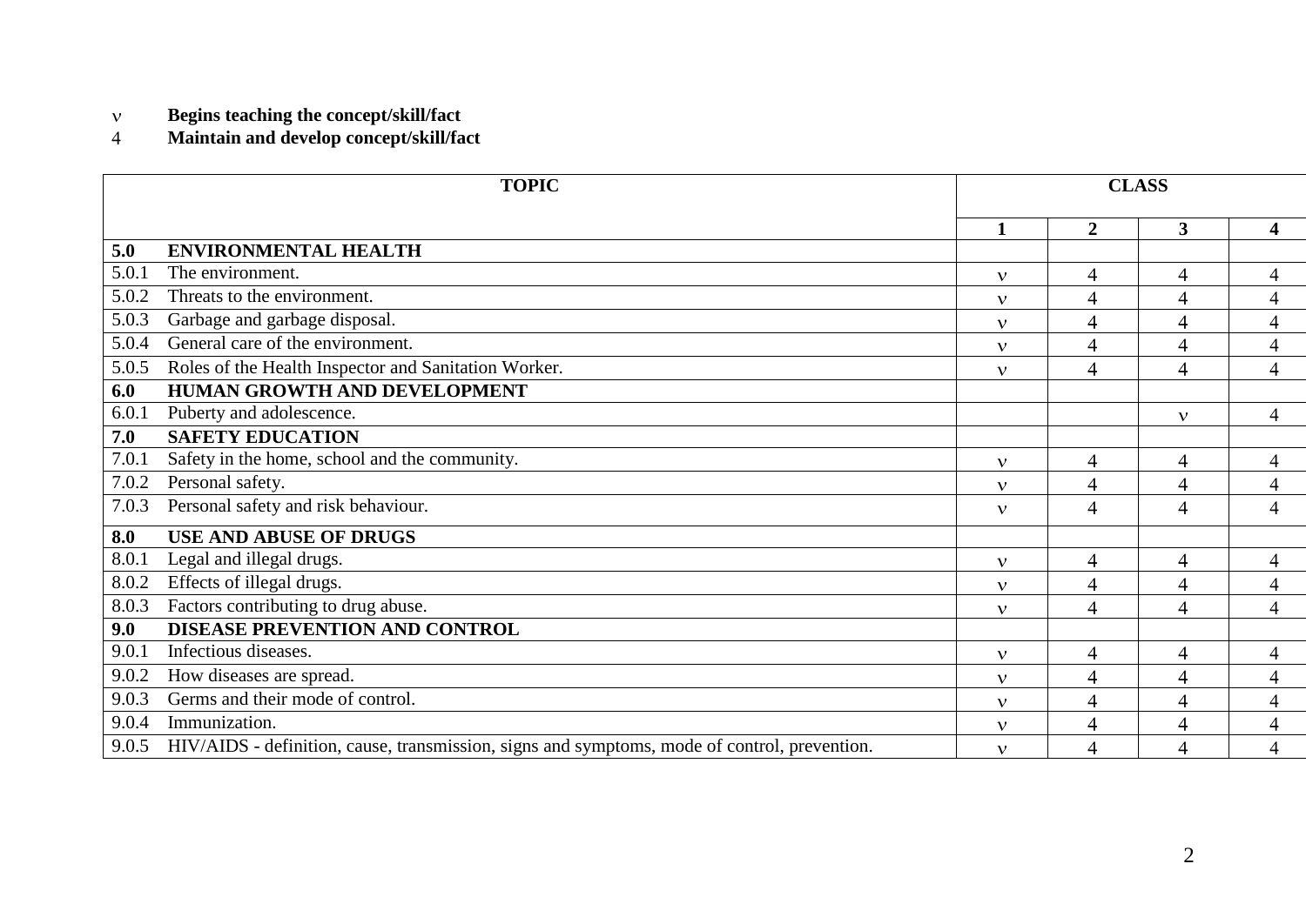ν **Begins teaching the concept/skill/fact**
4 **Maintain and develop concept/skill/fact**

| TOPIC | CLASS | | | |
|---|---|---|---|---|
| | 1 | 2 | 3 | 4 |
| **5.0 ENVIRONMENTAL HEALTH** | | | | |
| 5.0.1 The environment. | ν | 4 | 4 | 4 |
| 5.0.2 Threats to the environment. | ν | 4 | 4 | 4 |
| 5.0.3 Garbage and garbage disposal. | ν | 4 | 4 | 4 |
| 5.0.4 General care of the environment. | ν | 4 | 4 | 4 |
| 5.0.5 Roles of the Health Inspector and Sanitation Worker. | ν | 4 | 4 | 4 |
| **6.0 HUMAN GROWTH AND DEVELOPMENT** | | | | |
| 6.0.1 Puberty and adolescence. | | | ν | 4 |
| **7.0 SAFETY EDUCATION** | | | | |
| 7.0.1 Safety in the home, school and the community. | ν | 4 | 4 | 4 |
| 7.0.2 Personal safety. | ν | 4 | 4 | 4 |
| 7.0.3 Personal safety and risk behaviour. | ν | 4 | 4 | 4 |
| **8.0 USE AND ABUSE OF DRUGS** | | | | |
| 8.0.1 Legal and illegal drugs. | ν | 4 | 4 | 4 |
| 8.0.2 Effects of illegal drugs. | ν | 4 | 4 | 4 |
| 8.0.3 Factors contributing to drug abuse. | ν | 4 | 4 | 4 |
| **9.0 DISEASE PREVENTION AND CONTROL** | | | | |
| 9.0.1 Infectious diseases. | ν | 4 | 4 | 4 |
| 9.0.2 How diseases are spread. | ν | 4 | 4 | 4 |
| 9.0.3 Germs and their mode of control. | ν | 4 | 4 | 4 |
| 9.0.4 Immunization. | ν | 4 | 4 | 4 |
| 9.0.5 HIV/AIDS - definition, cause, transmission, signs and symptoms, mode of control, prevention. | ν | 4 | 4 | 4 |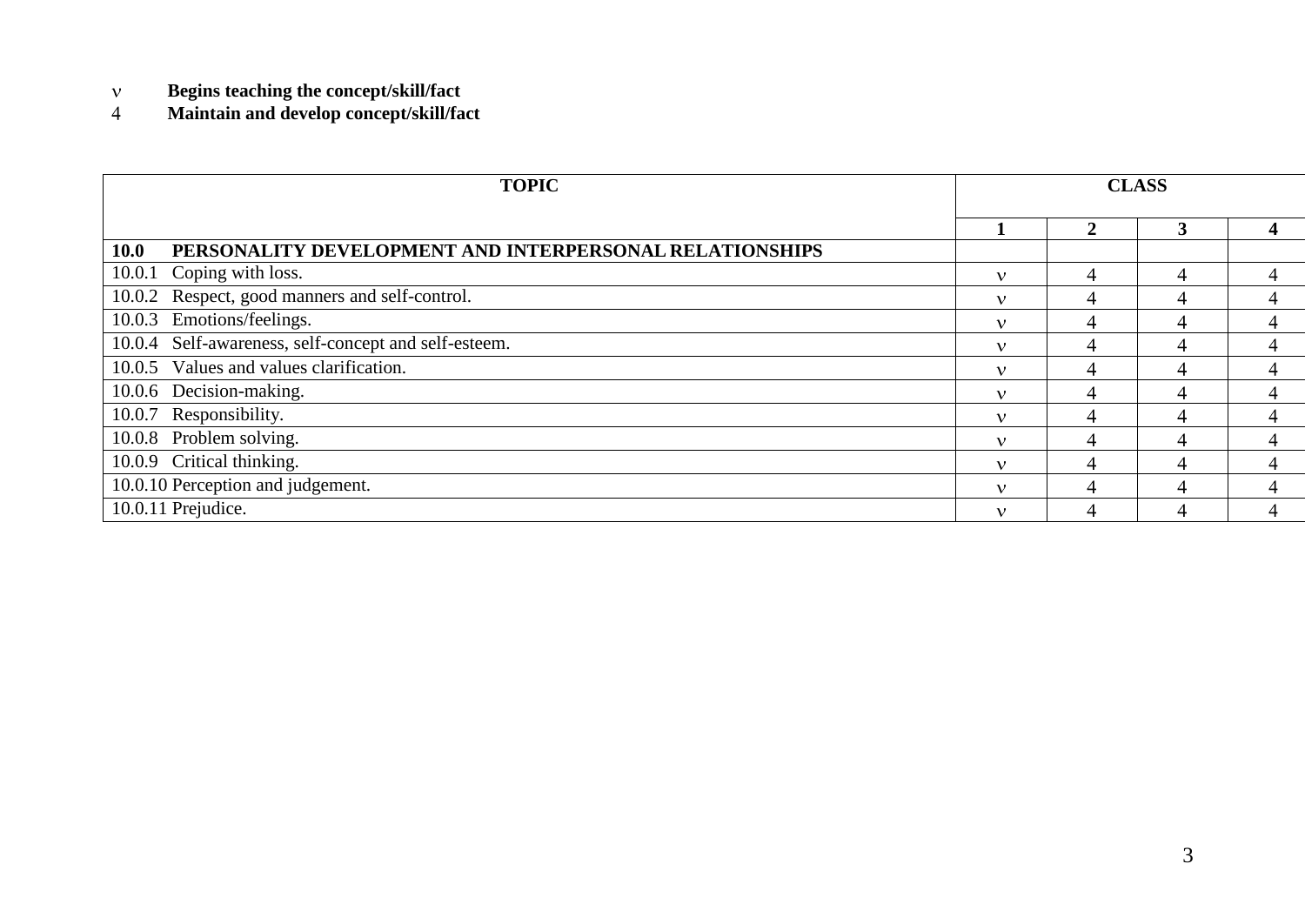ν **Begins teaching the concept/skill/fact**
4 **Maintain and develop concept/skill/fact**

| TOPIC | CLASS | | | |
|---|---|---|---|---|
| | **1** | **2** | **3** | **4** |
| **10.0 PERSONALITY DEVELOPMENT AND INTERPERSONAL RELATIONSHIPS** | | | | |
| 10.0.1 Coping with loss. | ν | 4 | 4 | 4 |
| 10.0.2 Respect, good manners and self-control. | ν | 4 | 4 | 4 |
| 10.0.3 Emotions/feelings. | ν | 4 | 4 | 4 |
| 10.0.4 Self-awareness, self-concept and self-esteem. | ν | 4 | 4 | 4 |
| 10.0.5 Values and values clarification. | ν | 4 | 4 | 4 |
| 10.0.6 Decision-making. | ν | 4 | 4 | 4 |
| 10.0.7 Responsibility. | ν | 4 | 4 | 4 |
| 10.0.8 Problem solving. | ν | 4 | 4 | 4 |
| 10.0.9 Critical thinking. | ν | 4 | 4 | 4 |
| 10.0.10 Perception and judgement. | ν | 4 | 4 | 4 |
| 10.0.11 Prejudice. | ν | 4 | 4 | 4 |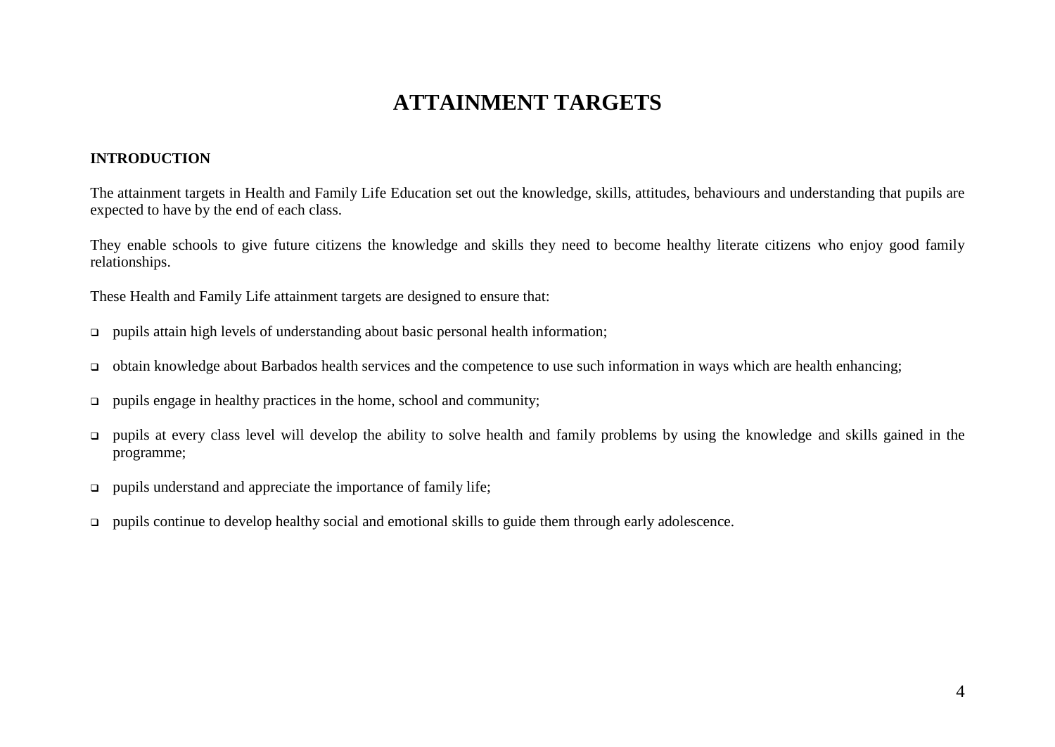# ATTAINMENT TARGETS

**INTRODUCTION**

The attainment targets in Health and Family Life Education set out the knowledge, skills, attitudes, behaviours and understanding that pupils are expected to have by the end of each class.

They enable schools to give future citizens the knowledge and skills they need to become healthy literate citizens who enjoy good family relationships.

These Health and Family Life attainment targets are designed to ensure that:

- pupils attain high levels of understanding about basic personal health information;
- obtain knowledge about Barbados health services and the competence to use such information in ways which are health enhancing;
- pupils engage in healthy practices in the home, school and community;
- pupils at every class level will develop the ability to solve health and family problems by using the knowledge and skills gained in the programme;
- pupils understand and appreciate the importance of family life;
- pupils continue to develop healthy social and emotional skills to guide them through early adolescence.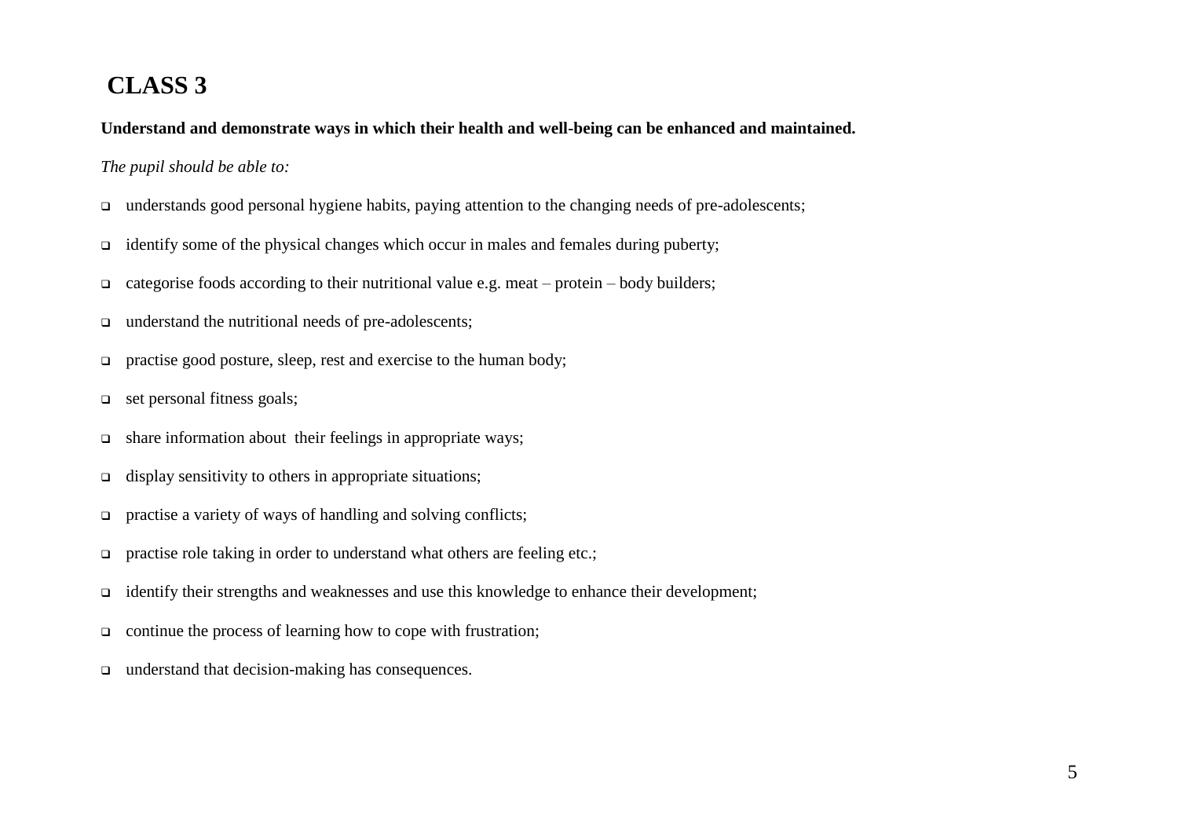# CLASS 3

**Understand and demonstrate ways in which their health and well-being can be enhanced and maintained.**

*The pupil should be able to:*

- understands good personal hygiene habits, paying attention to the changing needs of pre-adolescents;
- identify some of the physical changes which occur in males and females during puberty;
- categorise foods according to their nutritional value e.g. meat – protein – body builders;
- understand the nutritional needs of pre-adolescents;
- practise good posture, sleep, rest and exercise to the human body;
- set personal fitness goals;
- share information about their feelings in appropriate ways;
- display sensitivity to others in appropriate situations;
- practise a variety of ways of handling and solving conflicts;
- practise role taking in order to understand what others are feeling etc.;
- identify their strengths and weaknesses and use this knowledge to enhance their development;
- continue the process of learning how to cope with frustration;
- understand that decision-making has consequences.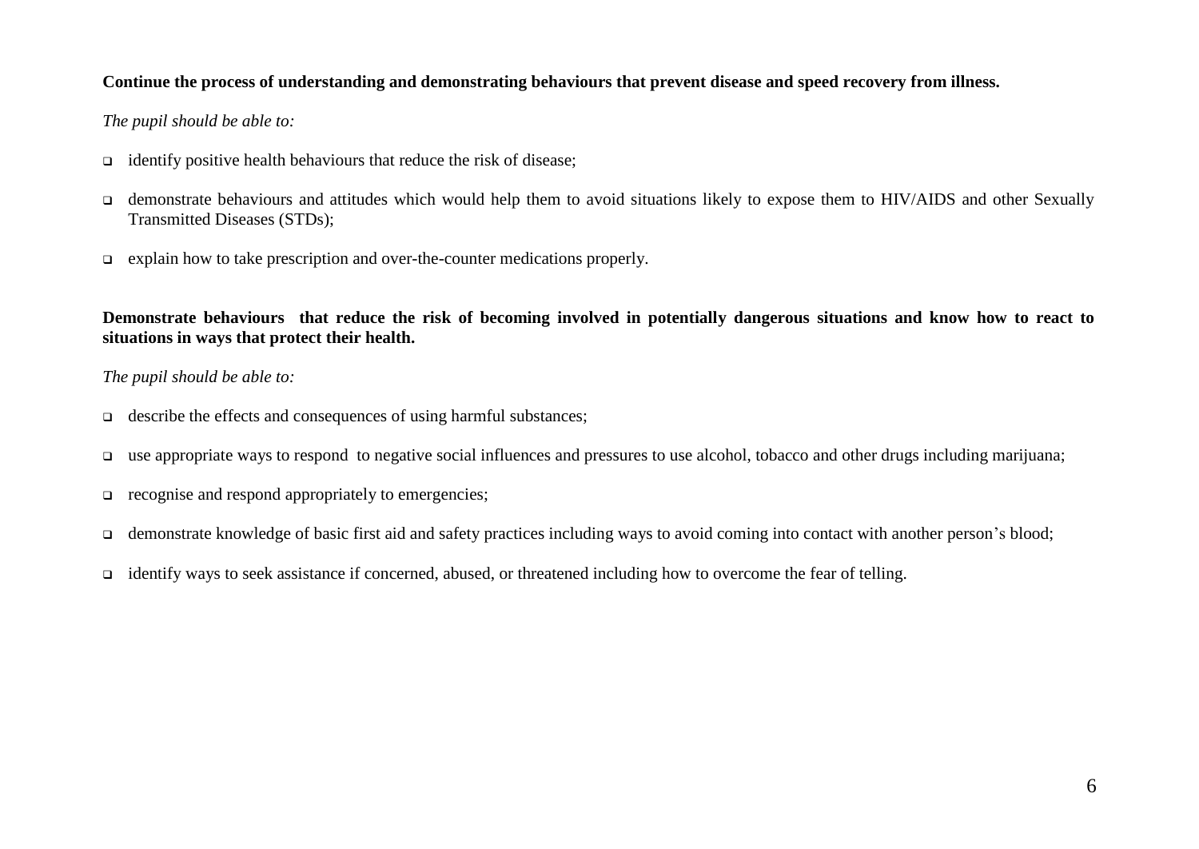**Continue the process of understanding and demonstrating behaviours that prevent disease and speed recovery from illness.**

*The pupil should be able to:*

- identify positive health behaviours that reduce the risk of disease;
- demonstrate behaviours and attitudes which would help them to avoid situations likely to expose them to HIV/AIDS and other Sexually Transmitted Diseases (STDs);
- explain how to take prescription and over-the-counter medications properly.

**Demonstrate behaviours that reduce the risk of becoming involved in potentially dangerous situations and know how to react to situations in ways that protect their health.**

*The pupil should be able to:*

- describe the effects and consequences of using harmful substances;
- use appropriate ways to respond to negative social influences and pressures to use alcohol, tobacco and other drugs including marijuana;
- recognise and respond appropriately to emergencies;
- demonstrate knowledge of basic first aid and safety practices including ways to avoid coming into contact with another person's blood;
- identify ways to seek assistance if concerned, abused, or threatened including how to overcome the fear of telling.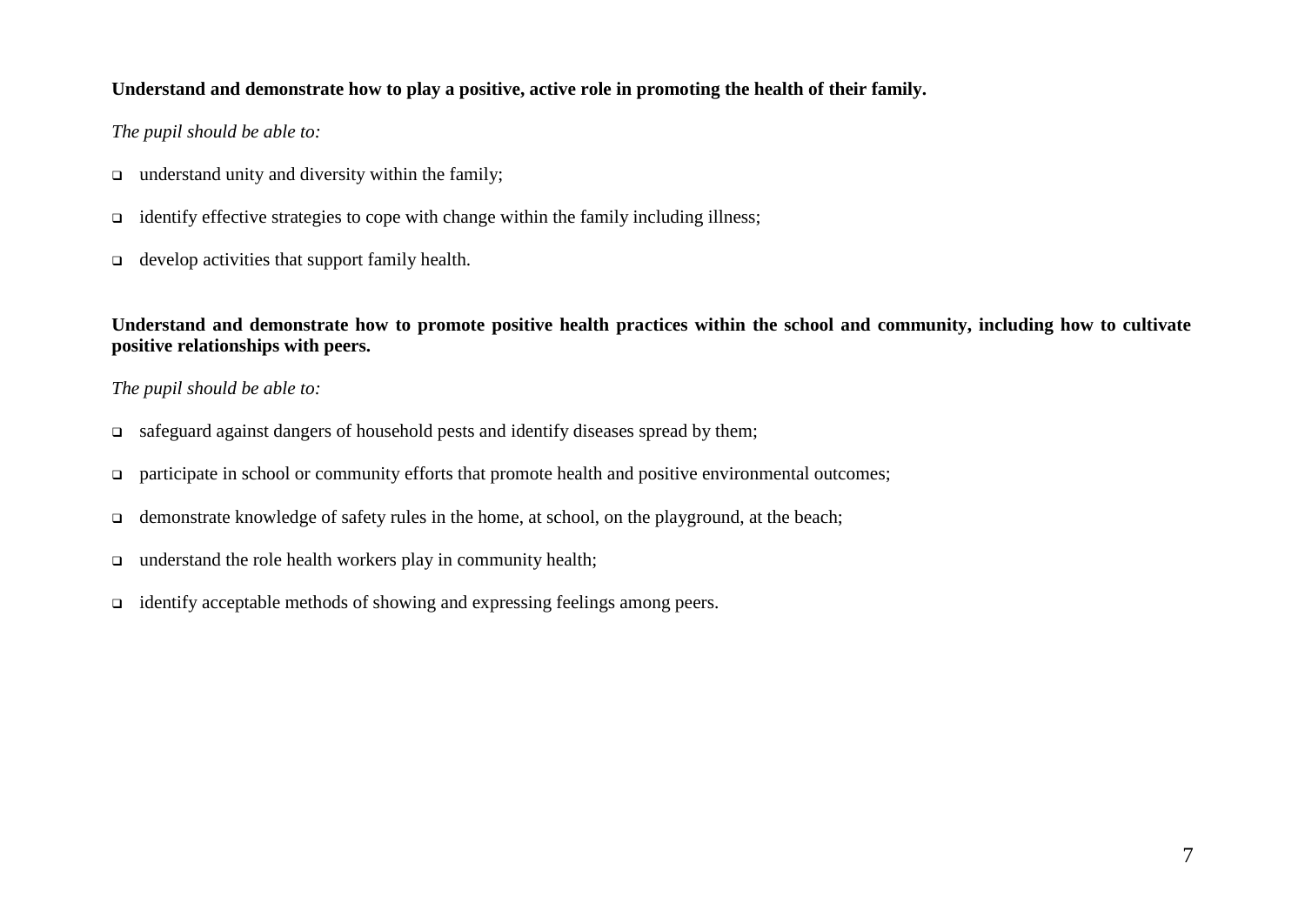**Understand and demonstrate how to play a positive, active role in promoting the health of their family.**

*The pupil should be able to:*

- understand unity and diversity within the family;
- identify effective strategies to cope with change within the family including illness;
- develop activities that support family health.

**Understand and demonstrate how to promote positive health practices within the school and community, including how to cultivate positive relationships with peers.**

*The pupil should be able to:*

- safeguard against dangers of household pests and identify diseases spread by them;
- participate in school or community efforts that promote health and positive environmental outcomes;
- demonstrate knowledge of safety rules in the home, at school, on the playground, at the beach;
- understand the role health workers play in community health;
- identify acceptable methods of showing and expressing feelings among peers.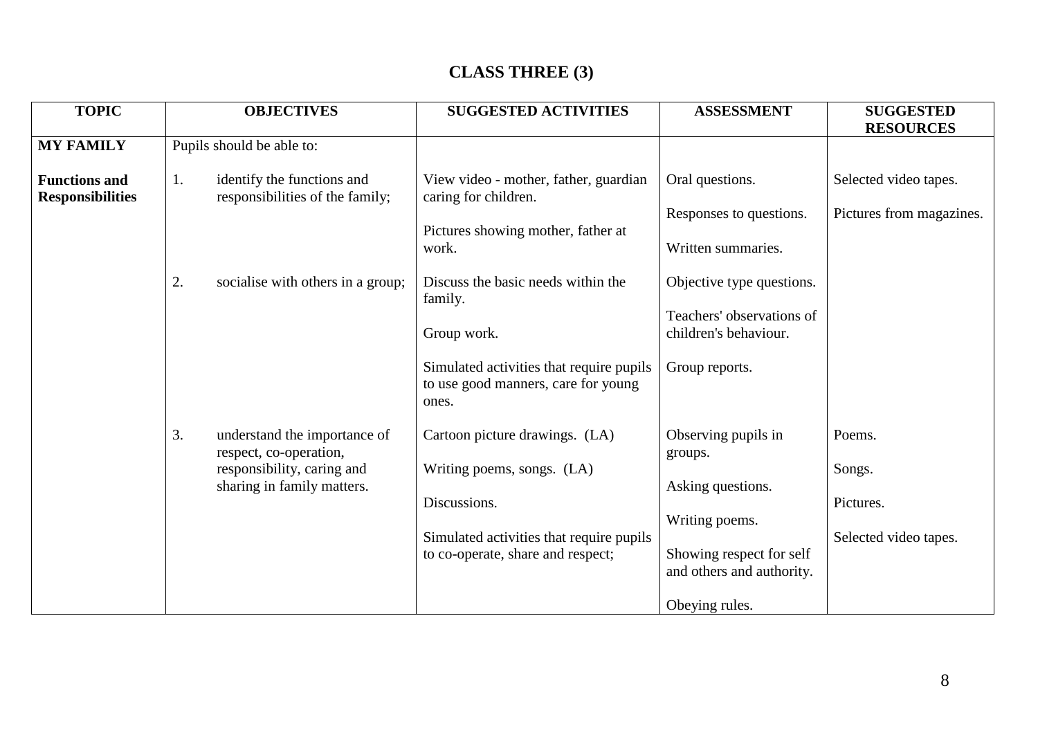# CLASS THREE (3)

| TOPIC | OBJECTIVES | SUGGESTED ACTIVITIES | ASSESSMENT | SUGGESTED RESOURCES |
|---|---|---|---|---|
| **MY FAMILY** | Pupils should be able to: | | | |
| **Functions and Responsibilities** | 1. identify the functions and responsibilities of the family; | View video - mother, father, guardian caring for children.<br><br>Pictures showing mother, father at work. | Oral questions.<br><br>Responses to questions.<br><br>Written summaries. | Selected video tapes.<br><br>Pictures from magazines. |
| | 2. socialise with others in a group; | Discuss the basic needs within the family.<br><br>Group work.<br><br>Simulated activities that require pupils to use good manners, care for young ones. | Objective type questions.<br><br>Teachers' observations of children's behaviour.<br><br>Group reports. | |
| | 3. understand the importance of respect, co-operation, responsibility, caring and sharing in family matters. | Cartoon picture drawings. (LA)<br><br>Writing poems, songs. (LA)<br><br>Discussions.<br><br>Simulated activities that require pupils to co-operate, share and respect; | Observing pupils in groups.<br><br>Asking questions.<br><br>Writing poems.<br><br>Showing respect for self and others and authority.<br><br>Obeying rules. | Poems.<br><br>Songs.<br><br>Pictures.<br><br>Selected video tapes. |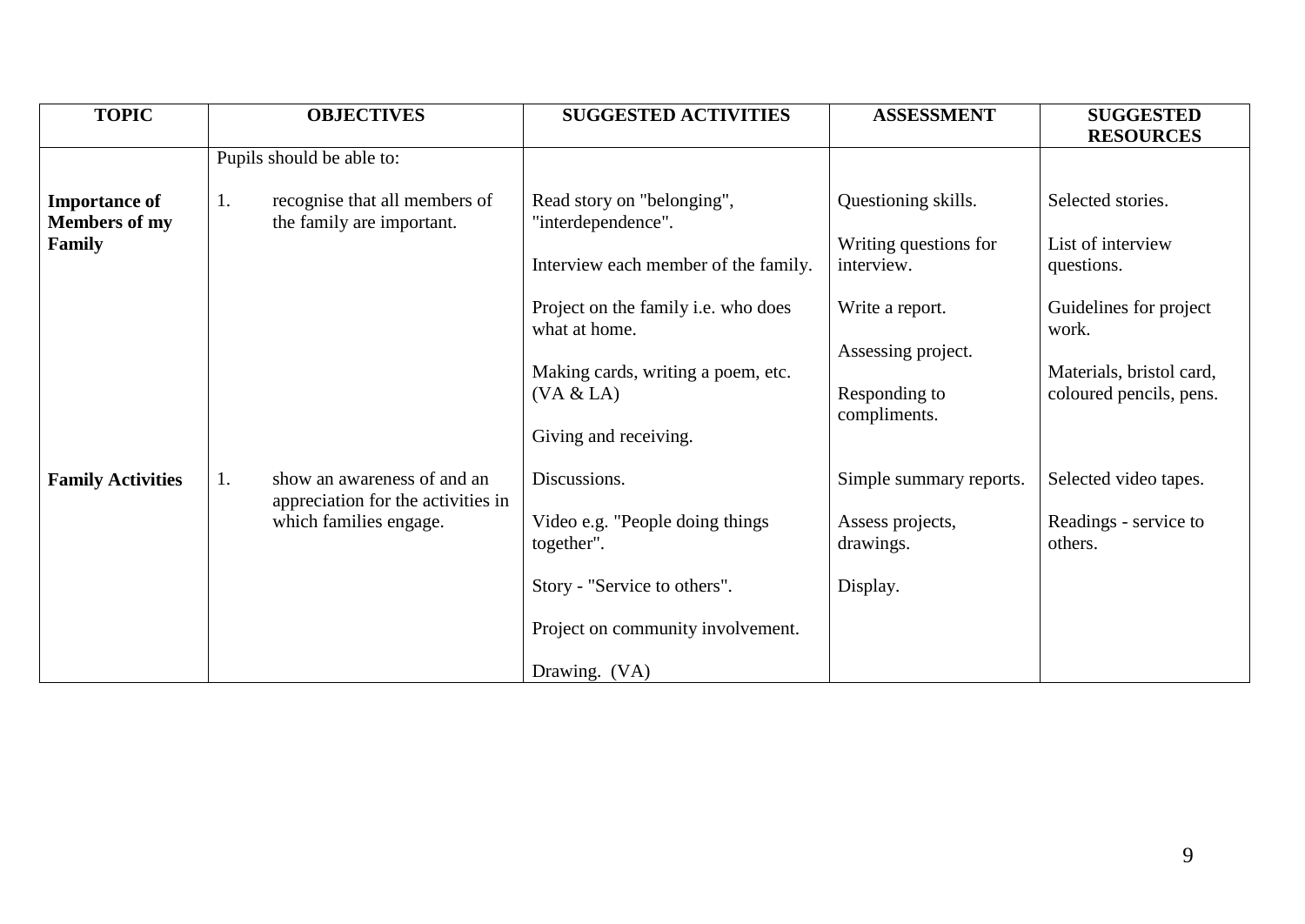| TOPIC | OBJECTIVES | SUGGESTED ACTIVITIES | ASSESSMENT | SUGGESTED RESOURCES |
|---|---|---|---|---|
| | Pupils should be able to: | | | |
| **Importance of Members of my Family** | 1. recognise that all members of the family are important. | Read story on "belonging", "interdependence".<br><br>Interview each member of the family.<br><br>Project on the family i.e. who does what at home.<br><br>Making cards, writing a poem, etc. (VA & LA)<br><br>Giving and receiving. | Questioning skills.<br><br>Writing questions for interview.<br><br>Write a report.<br><br>Assessing project.<br><br>Responding to compliments. | Selected stories.<br><br>List of interview questions.<br><br>Guidelines for project work.<br><br>Materials, bristol card, coloured pencils, pens. |
| **Family Activities** | 1. show an awareness of and an appreciation for the activities in which families engage. | Discussions.<br><br>Video e.g. "People doing things together".<br><br>Story - "Service to others".<br><br>Project on community involvement.<br><br>Drawing. (VA) | Simple summary reports.<br><br>Assess projects, drawings.<br><br>Display. | Selected video tapes.<br><br>Readings - service to others. |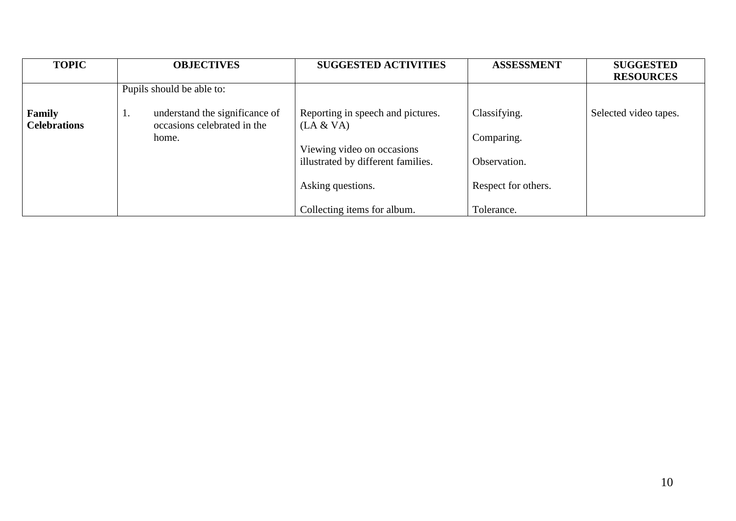| TOPIC | OBJECTIVES | SUGGESTED ACTIVITIES | ASSESSMENT | SUGGESTED RESOURCES |
|---|---|---|---|---|
| | Pupils should be able to: | | | |
| **Family Celebrations** | 1. understand the significance of occasions celebrated in the home. | Reporting in speech and pictures. (LA & VA)<br><br>Viewing video on occasions illustrated by different families.<br><br>Asking questions.<br><br>Collecting items for album. | Classifying.<br><br>Comparing.<br><br>Observation.<br><br>Respect for others.<br><br>Tolerance. | Selected video tapes. |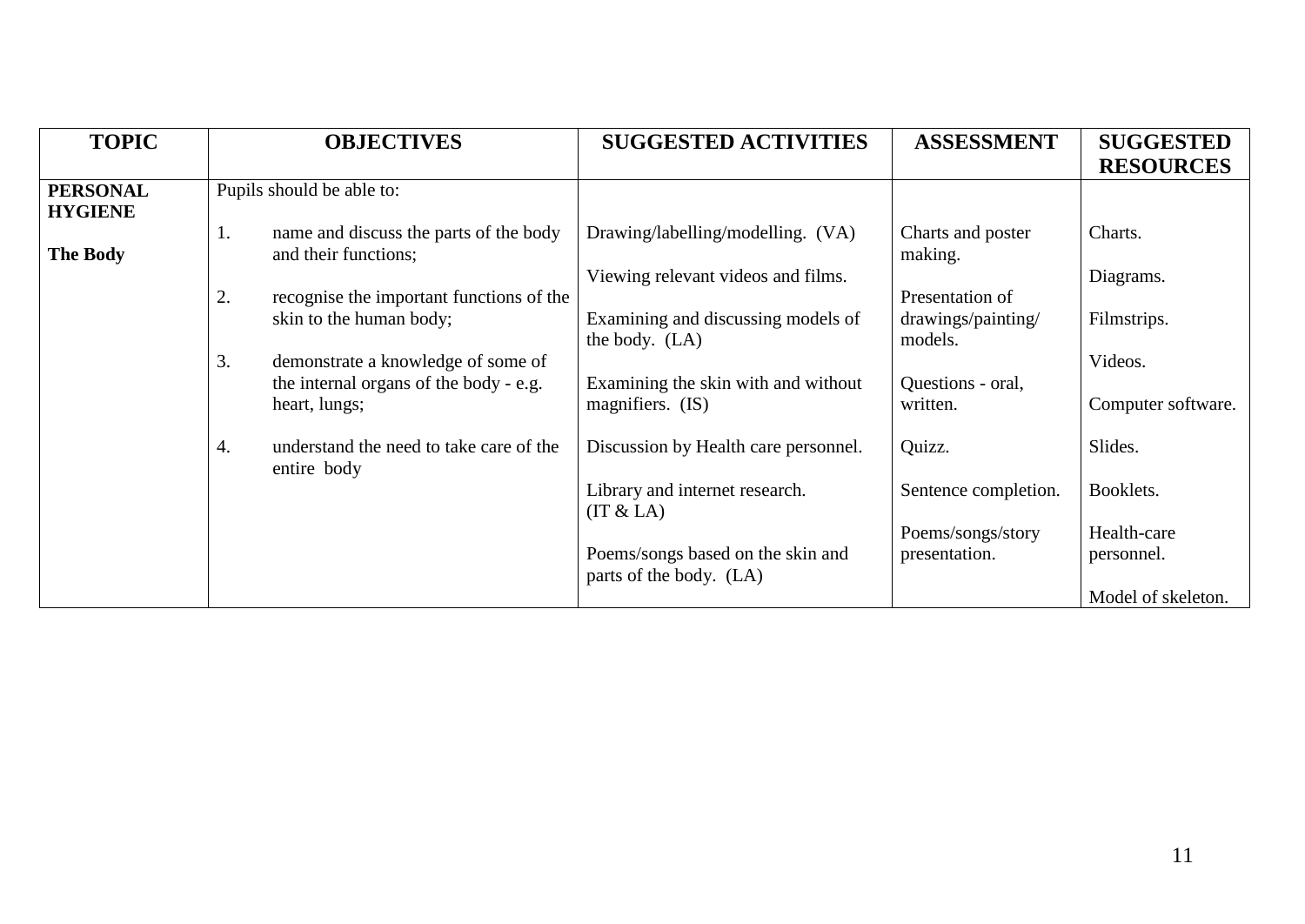| TOPIC | OBJECTIVES | SUGGESTED ACTIVITIES | ASSESSMENT | SUGGESTED RESOURCES |
|---|---|---|---|---|
| **PERSONAL HYGIENE**<br><br>**The Body** | Pupils should be able to:<br><br>1. name and discuss the parts of the body and their functions;<br><br>2. recognise the important functions of the skin to the human body;<br><br>3. demonstrate a knowledge of some of the internal organs of the body - e.g. heart, lungs;<br><br>4. understand the need to take care of the entire body | Drawing/labelling/modelling. (VA)<br><br>Viewing relevant videos and films.<br><br>Examining and discussing models of the body. (LA)<br><br>Examining the skin with and without magnifiers. (IS)<br><br>Discussion by Health care personnel.<br><br>Library and internet research. (IT & LA)<br><br>Poems/songs based on the skin and parts of the body. (LA) | Charts and poster making.<br><br>Presentation of drawings/painting/ models.<br><br>Questions - oral, written.<br><br>Quizz.<br><br>Sentence completion.<br><br>Poems/songs/story presentation. | Charts.<br><br>Diagrams.<br><br>Filmstrips.<br><br>Videos.<br><br>Computer software.<br><br>Slides.<br><br>Booklets.<br><br>Health-care personnel.<br><br>Model of skeleton. |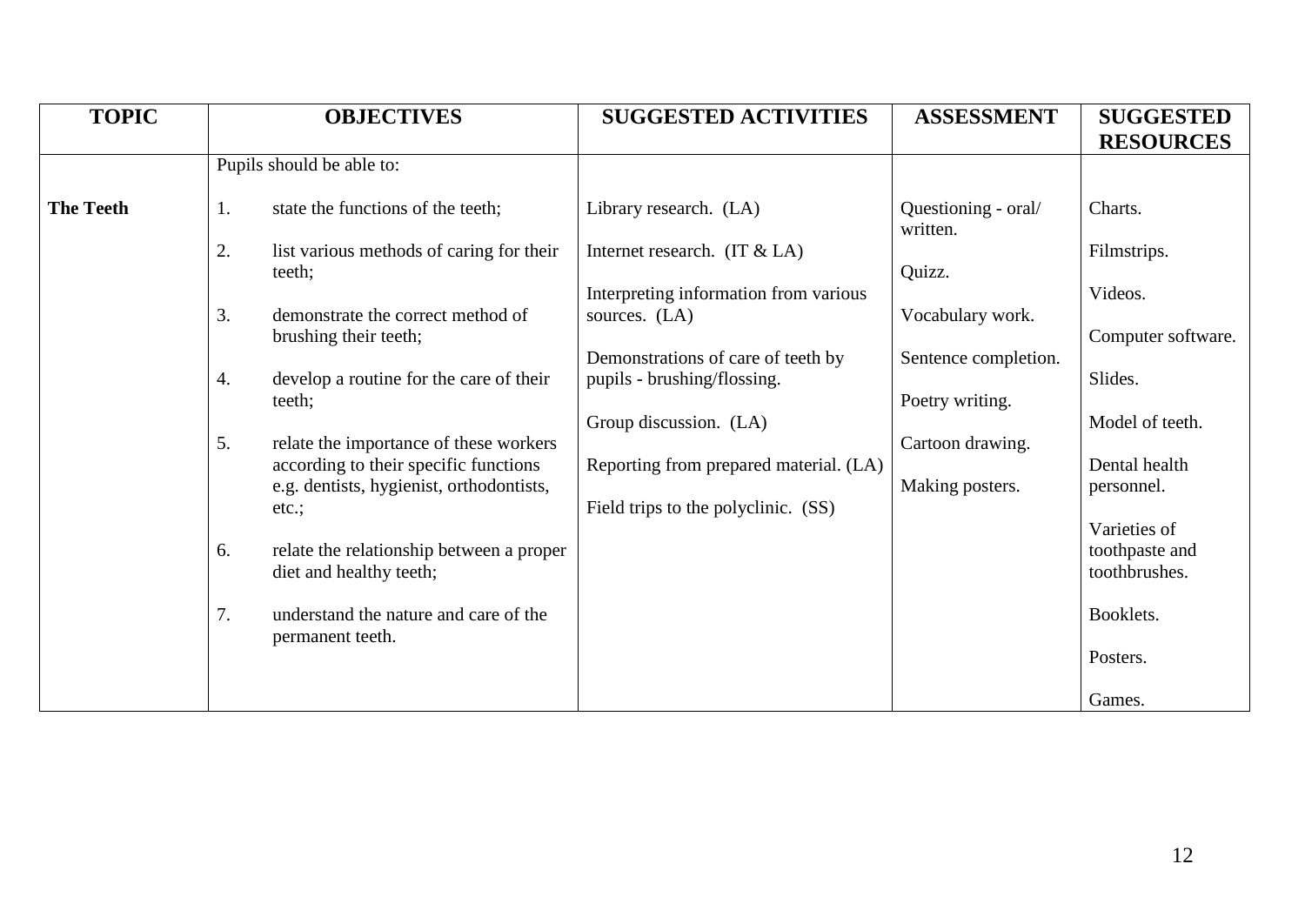| TOPIC | OBJECTIVES | SUGGESTED ACTIVITIES | ASSESSMENT | SUGGESTED RESOURCES |
|---|---|---|---|---|
| | Pupils should be able to: | | | |
| **The Teeth** | 1. state the functions of the teeth; | Library research. (LA) | Questioning - oral/ written. | Charts. |
| | 2. list various methods of caring for their teeth; | Internet research. (IT & LA) | Quizz. | Filmstrips. |
| | 3. demonstrate the correct method of brushing their teeth; | Interpreting information from various sources. (LA) | Vocabulary work. | Videos. |
| | 4. develop a routine for the care of their teeth; | Demonstrations of care of teeth by pupils - brushing/flossing. | Sentence completion. | Computer software. |
| | 5. relate the importance of these workers according to their specific functions e.g. dentists, hygienist, orthodontists, etc.; | Group discussion. (LA) | Poetry writing. | Slides. |
| | 6. relate the relationship between a proper diet and healthy teeth; | Reporting from prepared material. (LA) | Cartoon drawing. | Model of teeth. |
| | 7. understand the nature and care of the permanent teeth. | Field trips to the polyclinic. (SS) | Making posters. | Dental health personnel. |
| | | | | Varieties of toothpaste and toothbrushes. |
| | | | | Booklets. |
| | | | | Posters. |
| | | | | Games. |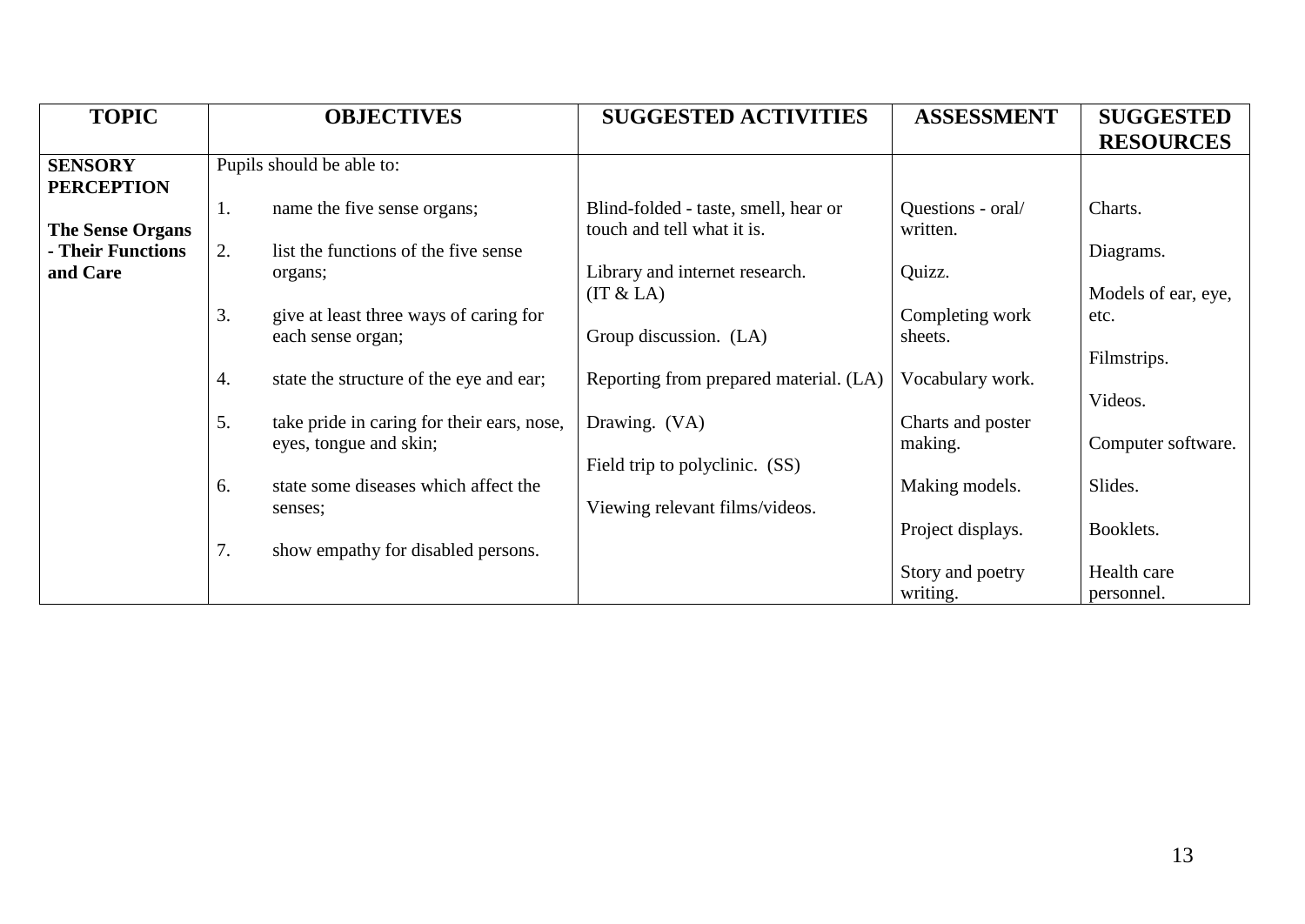| TOPIC | OBJECTIVES | SUGGESTED ACTIVITIES | ASSESSMENT | SUGGESTED RESOURCES |
|---|---|---|---|---|
| **SENSORY PERCEPTION**<br><br>**The Sense Organs - Their Functions and Care** | Pupils should be able to:<br><br>1. name the five sense organs;<br><br>2. list the functions of the five sense organs;<br><br>3. give at least three ways of caring for each sense organ;<br><br>4. state the structure of the eye and ear;<br><br>5. take pride in caring for their ears, nose, eyes, tongue and skin;<br><br>6. state some diseases which affect the senses;<br><br>7. show empathy for disabled persons. | Blind-folded - taste, smell, hear or touch and tell what it is.<br><br>Library and internet research. (IT & LA)<br><br>Group discussion. (LA)<br><br>Reporting from prepared material. (LA)<br><br>Drawing. (VA)<br><br>Field trip to polyclinic. (SS)<br><br>Viewing relevant films/videos. | Questions - oral/ written.<br><br>Quizz.<br><br>Completing work sheets.<br><br>Vocabulary work.<br><br>Charts and poster making.<br><br>Making models.<br><br>Project displays.<br><br>Story and poetry writing. | Charts.<br><br>Diagrams.<br><br>Models of ear, eye, etc.<br><br>Filmstrips.<br><br>Videos.<br><br>Computer software.<br><br>Slides.<br><br>Booklets.<br><br>Health care personnel. |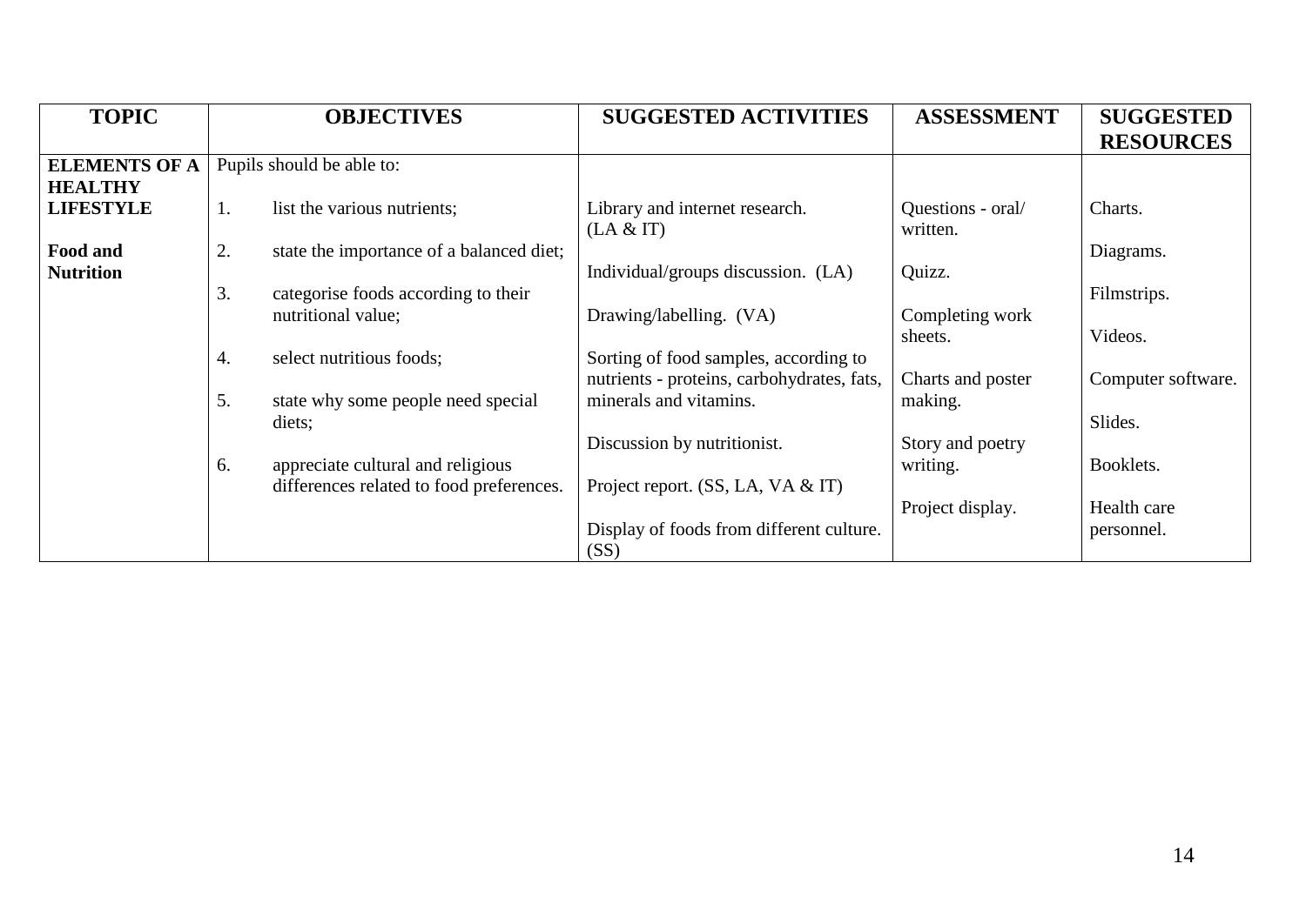| TOPIC | OBJECTIVES | SUGGESTED ACTIVITIES | ASSESSMENT | SUGGESTED RESOURCES |
|---|---|---|---|---|
| **ELEMENTS OF A HEALTHY LIFESTYLE**<br><br>**Food and Nutrition** | Pupils should be able to:<br><br>1. list the various nutrients;<br><br>2. state the importance of a balanced diet;<br><br>3. categorise foods according to their nutritional value;<br><br>4. select nutritious foods;<br><br>5. state why some people need special diets;<br><br>6. appreciate cultural and religious differences related to food preferences. | Library and internet research. (LA & IT)<br><br>Individual/groups discussion. (LA)<br><br>Drawing/labelling. (VA)<br><br>Sorting of food samples, according to nutrients - proteins, carbohydrates, fats, minerals and vitamins.<br><br>Discussion by nutritionist.<br><br>Project report. (SS, LA, VA & IT)<br><br>Display of foods from different culture. (SS) | Questions - oral/ written.<br><br>Quizz.<br><br>Completing work sheets.<br><br>Charts and poster making.<br><br>Story and poetry writing.<br><br>Project display. | Charts.<br><br>Diagrams.<br><br>Filmstrips.<br><br>Videos.<br><br>Computer software.<br><br>Slides.<br><br>Booklets.<br><br>Health care personnel. |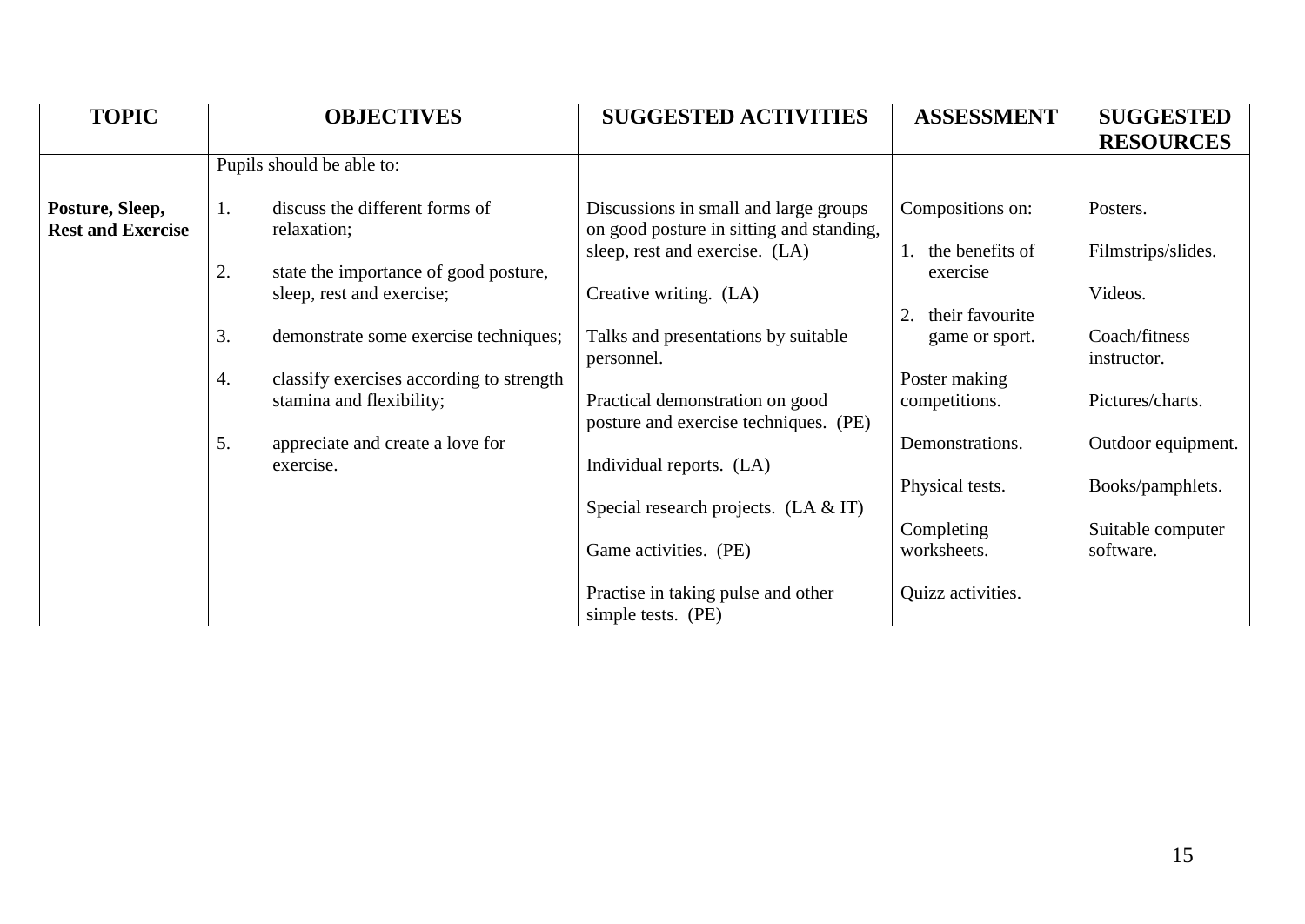| TOPIC | OBJECTIVES | SUGGESTED ACTIVITIES | ASSESSMENT | SUGGESTED RESOURCES |
|---|---|---|---|---|
| | Pupils should be able to: | | | |
| **Posture, Sleep, Rest and Exercise** | 1. discuss the different forms of relaxation;<br><br>2. state the importance of good posture, sleep, rest and exercise;<br><br>3. demonstrate some exercise techniques;<br><br>4. classify exercises according to strength stamina and flexibility;<br><br>5. appreciate and create a love for exercise. | Discussions in small and large groups on good posture in sitting and standing, sleep, rest and exercise. (LA)<br><br>Creative writing. (LA)<br><br>Talks and presentations by suitable personnel.<br><br>Practical demonstration on good posture and exercise techniques. (PE)<br><br>Individual reports. (LA)<br><br>Special research projects. (LA & IT)<br><br>Game activities. (PE)<br><br>Practise in taking pulse and other simple tests. (PE) | Compositions on:<br><br>1. the benefits of exercise<br><br>2. their favourite game or sport.<br><br>Poster making competitions.<br><br>Demonstrations.<br><br>Physical tests.<br><br>Completing worksheets.<br><br>Quizz activities. | Posters.<br><br>Filmstrips/slides.<br><br>Videos.<br><br>Coach/fitness instructor.<br><br>Pictures/charts.<br><br>Outdoor equipment.<br><br>Books/pamphlets.<br><br>Suitable computer software. |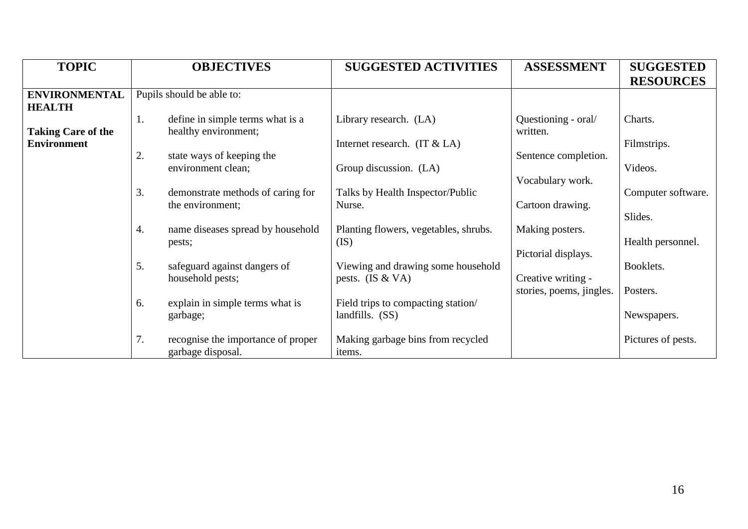| TOPIC | OBJECTIVES | SUGGESTED ACTIVITIES | ASSESSMENT | SUGGESTED RESOURCES |
|---|---|---|---|---|
| **ENVIRONMENTAL HEALTH**<br><br>**Taking Care of the Environment** | Pupils should be able to:<br><br>1. define in simple terms what is a healthy environment;<br><br>2. state ways of keeping the environment clean;<br><br>3. demonstrate methods of caring for the environment;<br><br>4. name diseases spread by household pests;<br><br>5. safeguard against dangers of household pests;<br><br>6. explain in simple terms what is garbage;<br><br>7. recognise the importance of proper garbage disposal. | Library research. (LA)<br><br>Internet research. (IT & LA)<br><br>Group discussion. (LA)<br><br>Talks by Health Inspector/Public Nurse.<br><br>Planting flowers, vegetables, shrubs. (IS)<br><br>Viewing and drawing some household pests. (IS & VA)<br><br>Field trips to compacting station/ landfills. (SS)<br><br>Making garbage bins from recycled items. | Questioning - oral/ written.<br><br>Sentence completion.<br><br>Vocabulary work.<br><br>Cartoon drawing.<br><br>Making posters.<br><br>Pictorial displays.<br><br>Creative writing - stories, poems, jingles. | Charts.<br><br>Filmstrips.<br><br>Videos.<br><br>Computer software.<br><br>Slides.<br><br>Health personnel.<br><br>Booklets.<br><br>Posters.<br><br>Newspapers.<br><br>Pictures of pests. |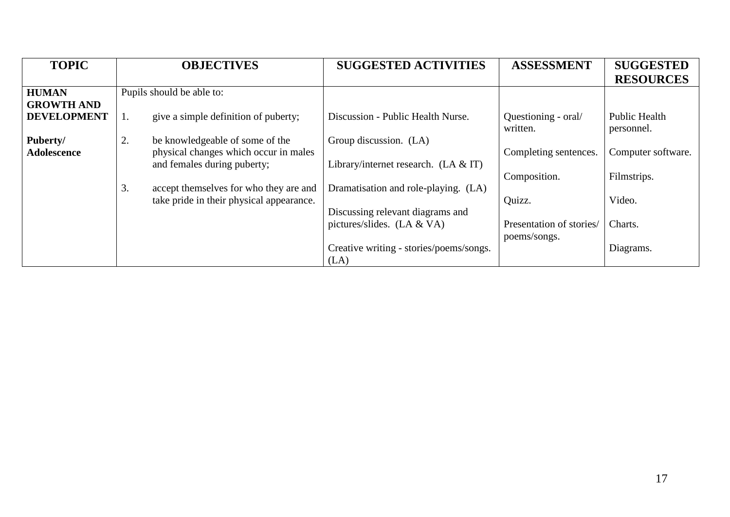| TOPIC | OBJECTIVES | SUGGESTED ACTIVITIES | ASSESSMENT | SUGGESTED RESOURCES |
| --- | --- | --- | --- | --- |
| **HUMAN GROWTH AND DEVELOPMENT**<br><br>**Puberty/ Adolescence** | Pupils should be able to:<br><br>1. give a simple definition of puberty;<br><br>2. be knowledgeable of some of the physical changes which occur in males and females during puberty;<br><br>3. accept themselves for who they are and take pride in their physical appearance. | Discussion - Public Health Nurse.<br><br>Group discussion. (LA)<br><br>Library/internet research. (LA & IT)<br><br>Dramatisation and role-playing. (LA)<br><br>Discussing relevant diagrams and pictures/slides. (LA & VA)<br><br>Creative writing - stories/poems/songs. (LA) | Questioning - oral/ written.<br><br>Completing sentences.<br><br>Composition.<br><br>Quizz.<br><br>Presentation of stories/ poems/songs. | Public Health personnel.<br><br>Computer software.<br><br>Filmstrips.<br><br>Video.<br><br>Charts.<br><br>Diagrams. |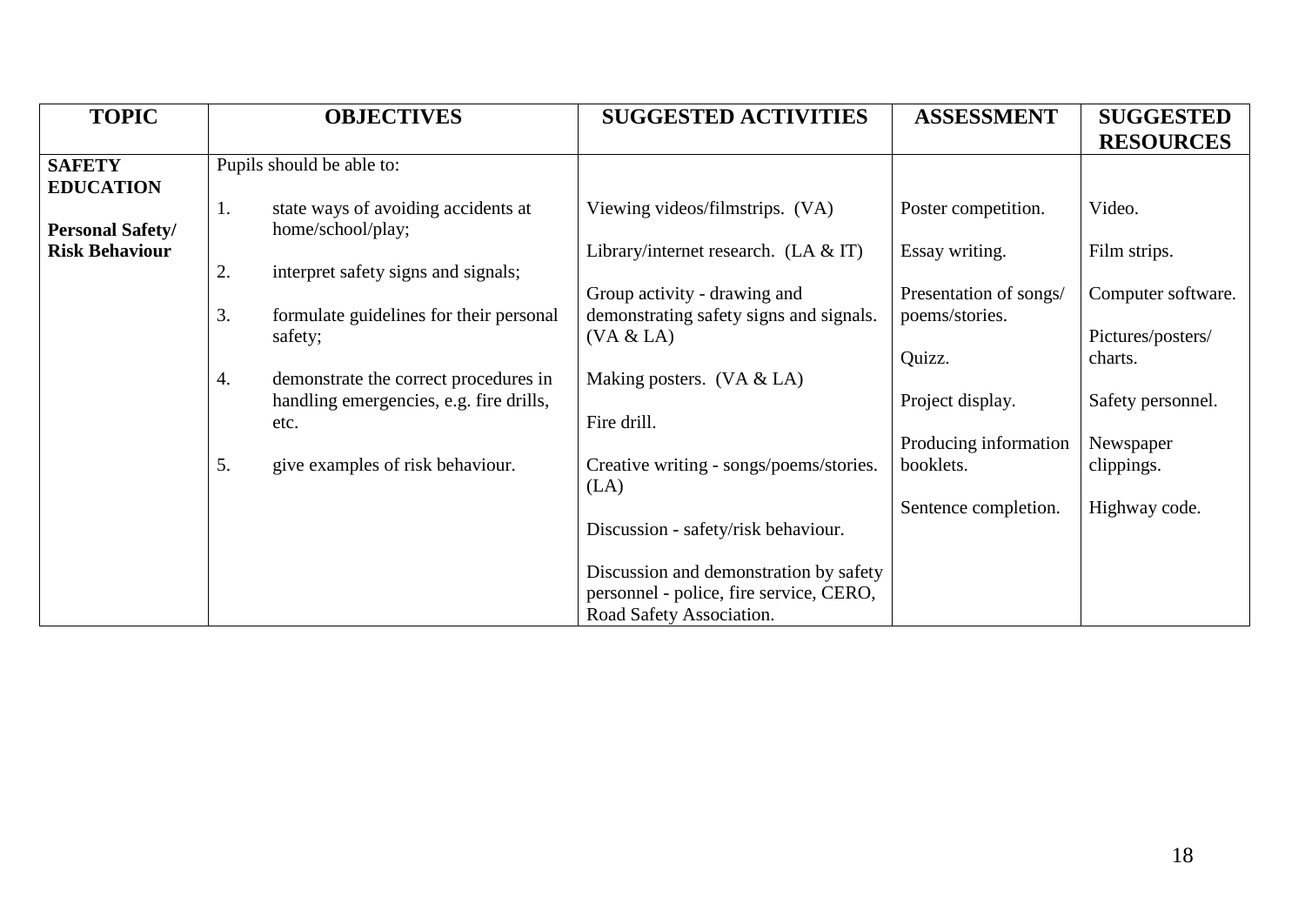| TOPIC | OBJECTIVES | SUGGESTED ACTIVITIES | ASSESSMENT | SUGGESTED RESOURCES |
|---|---|---|---|---|
| **SAFETY EDUCATION**<br><br>**Personal Safety/ Risk Behaviour** | Pupils should be able to:<br><br>1. state ways of avoiding accidents at home/school/play;<br><br>2. interpret safety signs and signals;<br><br>3. formulate guidelines for their personal safety;<br><br>4. demonstrate the correct procedures in handling emergencies, e.g. fire drills, etc.<br><br>5. give examples of risk behaviour. | Viewing videos/filmstrips. (VA)<br><br>Library/internet research. (LA & IT)<br><br>Group activity - drawing and demonstrating safety signs and signals. (VA & LA)<br><br>Making posters. (VA & LA)<br><br>Fire drill.<br><br>Creative writing - songs/poems/stories. (LA)<br><br>Discussion - safety/risk behaviour.<br><br>Discussion and demonstration by safety personnel - police, fire service, CERO, Road Safety Association. | Poster competition.<br><br>Essay writing.<br><br>Presentation of songs/ poems/stories.<br><br>Quizz.<br><br>Project display.<br><br>Producing information booklets.<br><br>Sentence completion. | Video.<br><br>Film strips.<br><br>Computer software.<br><br>Pictures/posters/ charts.<br><br>Safety personnel.<br><br>Newspaper clippings.<br><br>Highway code. |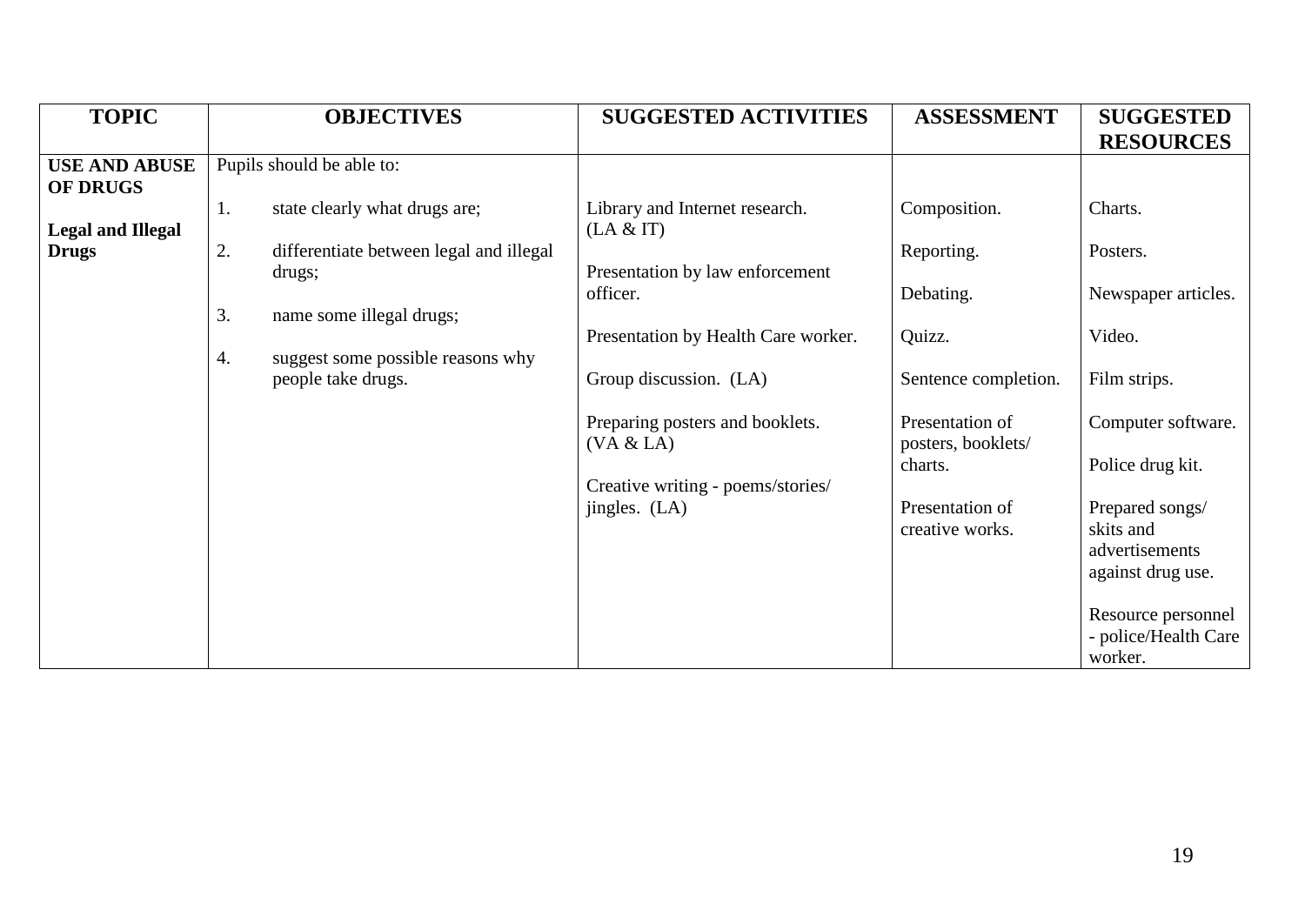| TOPIC | OBJECTIVES | SUGGESTED ACTIVITIES | ASSESSMENT | SUGGESTED RESOURCES |
|---|---|---|---|---|
| **USE AND ABUSE OF DRUGS**<br><br>**Legal and Illegal Drugs** | Pupils should be able to:<br><br>1. state clearly what drugs are;<br><br>2. differentiate between legal and illegal drugs;<br><br>3. name some illegal drugs;<br><br>4. suggest some possible reasons why people take drugs. | Library and Internet research. (LA & IT)<br><br>Presentation by law enforcement officer.<br><br>Presentation by Health Care worker.<br><br>Group discussion. (LA)<br><br>Preparing posters and booklets. (VA & LA)<br><br>Creative writing - poems/stories/ jingles. (LA) | Composition.<br><br>Reporting.<br><br>Debating.<br><br>Quizz.<br><br>Sentence completion.<br><br>Presentation of posters, booklets/ charts.<br><br>Presentation of creative works. | Charts.<br><br>Posters.<br><br>Newspaper articles.<br><br>Video.<br><br>Film strips.<br><br>Computer software.<br><br>Police drug kit.<br><br>Prepared songs/ skits and advertisements against drug use.<br><br>Resource personnel - police/Health Care worker. |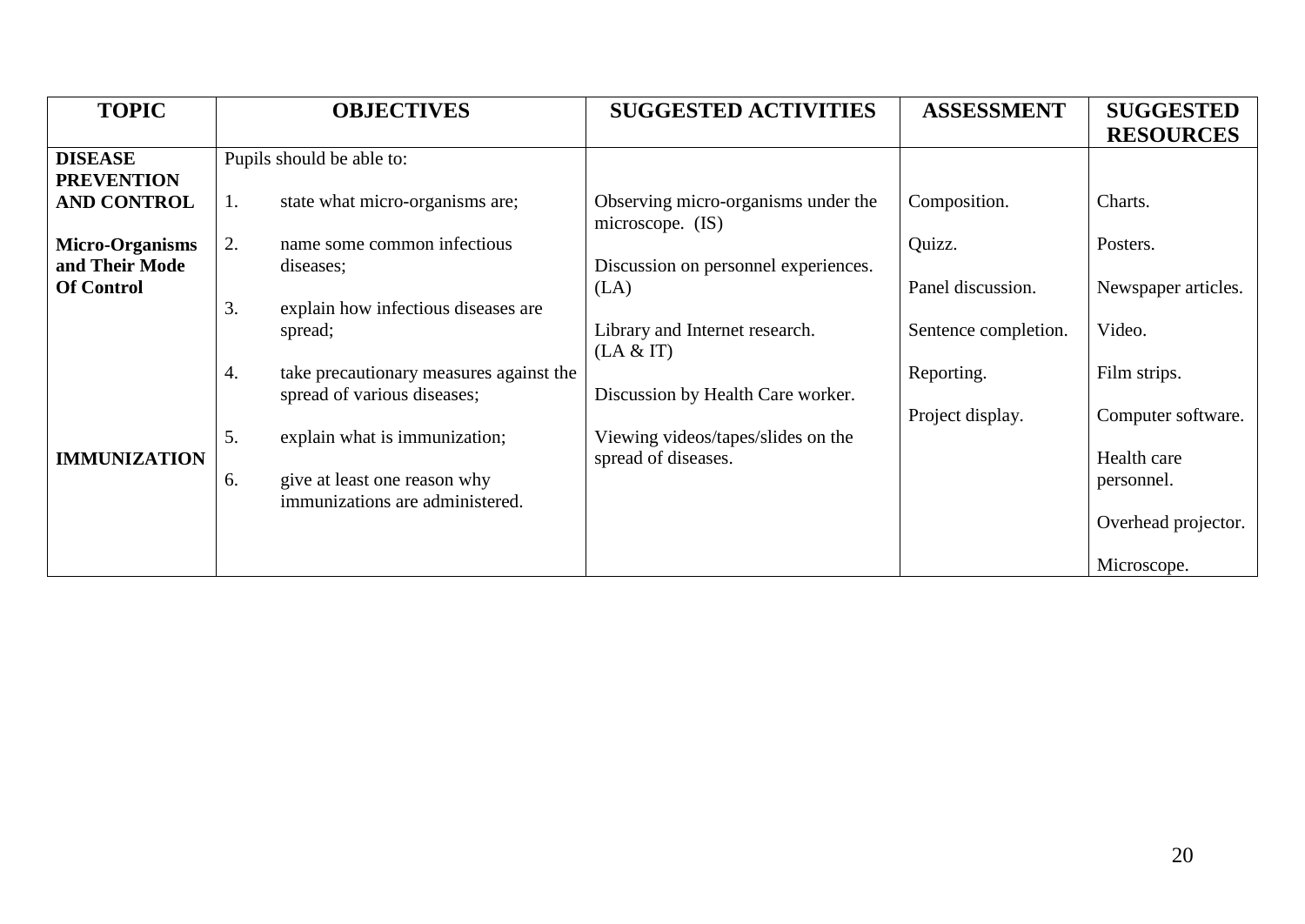| TOPIC | OBJECTIVES | SUGGESTED ACTIVITIES | ASSESSMENT | SUGGESTED RESOURCES |
|---|---|---|---|---|
| **DISEASE PREVENTION AND CONTROL** | Pupils should be able to: | | | |
| | 1. state what micro-organisms are; | Observing micro-organisms under the microscope. (IS) | Composition. | Charts. |
| **Micro-Organisms and Their Mode Of Control** | 2. name some common infectious diseases; | Discussion on personnel experiences. (LA) | Quizz. | Posters. |
| | 3. explain how infectious diseases are spread; | Library and Internet research. (LA & IT) | Panel discussion. | Newspaper articles. |
| | 4. take precautionary measures against the spread of various diseases; | Discussion by Health Care worker. | Sentence completion. | Video. |
| | | Viewing videos/tapes/slides on the spread of diseases. | Reporting. | Film strips. |
| | | | Project display. | Computer software. |
| **IMMUNIZATION** | 5. explain what is immunization; | | | Health care personnel. |
| | 6. give at least one reason why immunizations are administered. | | | Overhead projector. |
| | | | | Microscope. |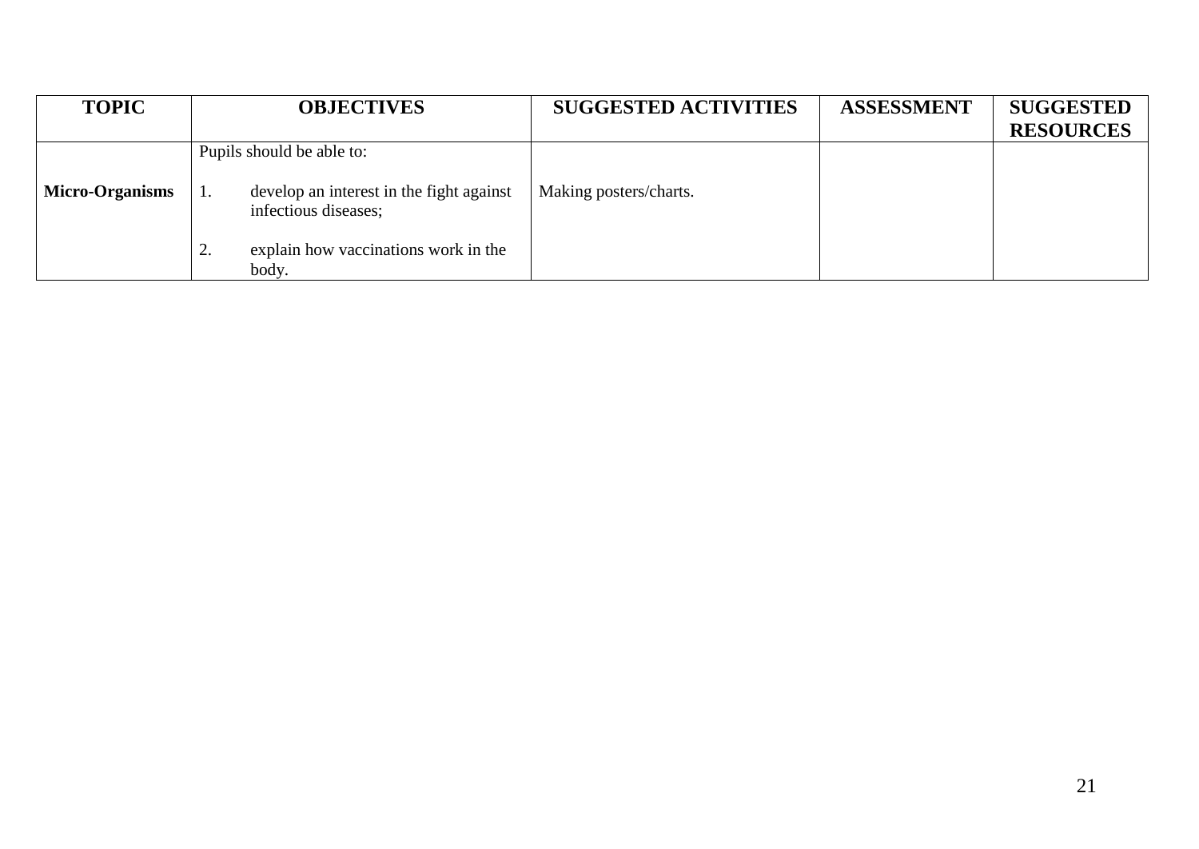| TOPIC | OBJECTIVES | SUGGESTED ACTIVITIES | ASSESSMENT | SUGGESTED RESOURCES |
|---|---|---|---|---|
| **Micro-Organisms** | Pupils should be able to:<br><br>1. develop an interest in the fight against infectious diseases;<br><br>2. explain how vaccinations work in the body. | Making posters/charts. | | |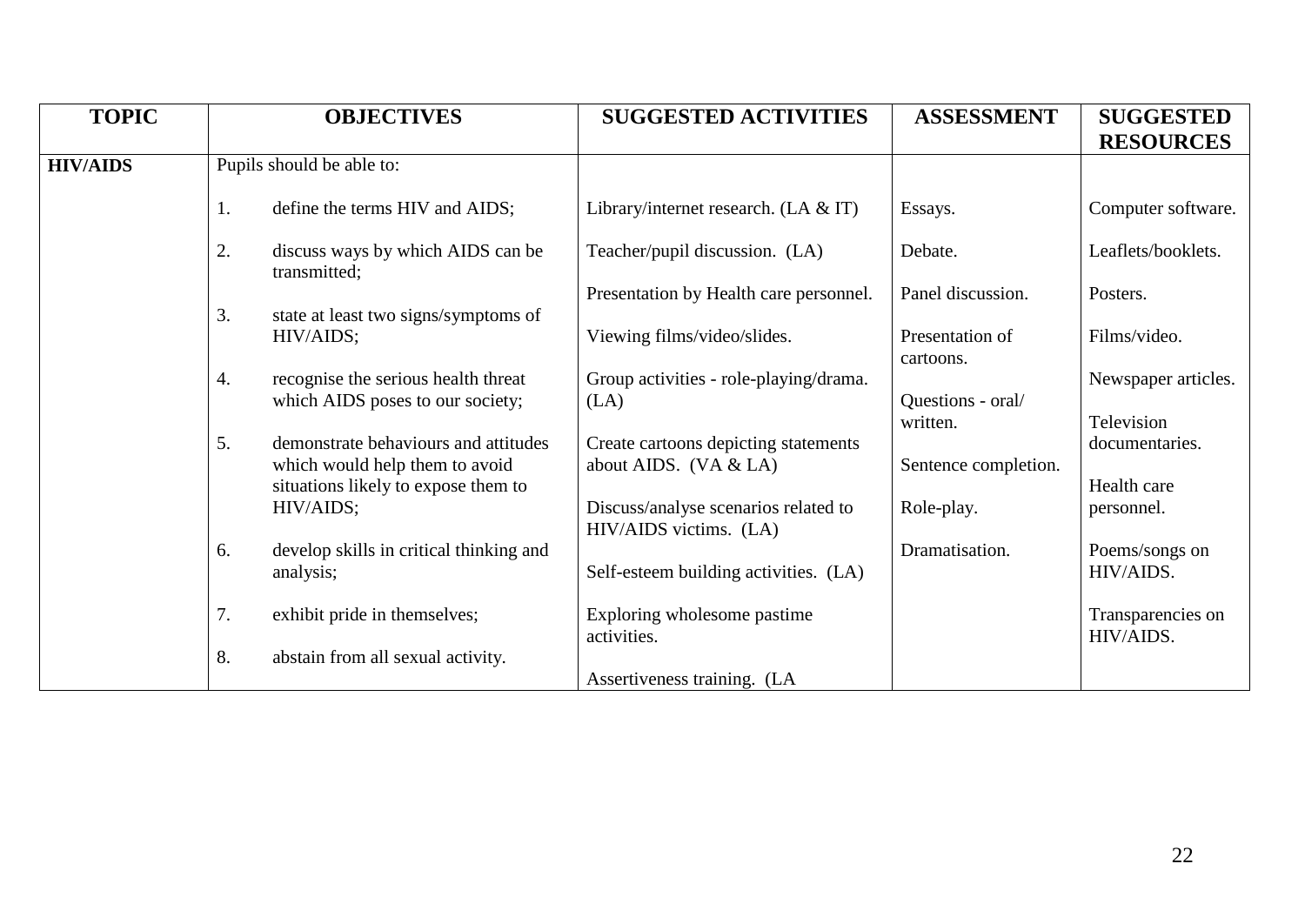| TOPIC | OBJECTIVES | SUGGESTED ACTIVITIES | ASSESSMENT | SUGGESTED RESOURCES |
|---|---|---|---|---|
| **HIV/AIDS** | Pupils should be able to: | | | |
| | 1. define the terms HIV and AIDS; | Library/internet research. (LA & IT) | Essays. | Computer software. |
| | 2. discuss ways by which AIDS can be transmitted; | Teacher/pupil discussion. (LA) | Debate. | Leaflets/booklets. |
| | | Presentation by Health care personnel. | Panel discussion. | Posters. |
| | 3. state at least two signs/symptoms of HIV/AIDS; | Viewing films/video/slides. | Presentation of cartoons. | Films/video. |
| | 4. recognise the serious health threat which AIDS poses to our society; | Group activities - role-playing/drama. (LA) | Questions - oral/ written. | Newspaper articles. |
| | 5. demonstrate behaviours and attitudes which would help them to avoid situations likely to expose them to HIV/AIDS; | Create cartoons depicting statements about AIDS. (VA & LA) | Sentence completion. | Television documentaries. |
| | | Discuss/analyse scenarios related to HIV/AIDS victims. (LA) | Role-play. | Health care personnel. |
| | 6. develop skills in critical thinking and analysis; | Self-esteem building activities. (LA) | Dramatisation. | Poems/songs on HIV/AIDS. |
| | 7. exhibit pride in themselves; | Exploring wholesome pastime activities. | | Transparencies on HIV/AIDS. |
| | 8. abstain from all sexual activity. | Assertiveness training. (LA | | |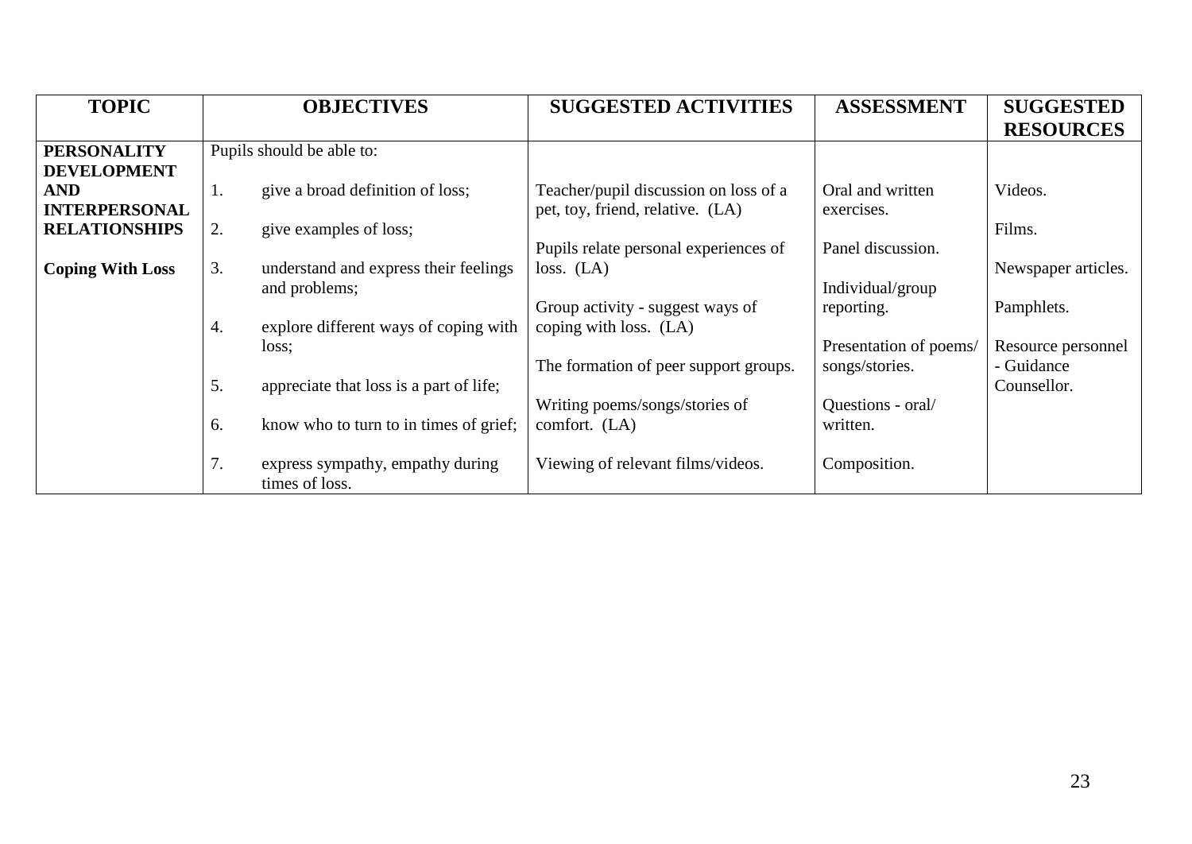| TOPIC | OBJECTIVES | SUGGESTED ACTIVITIES | ASSESSMENT | SUGGESTED RESOURCES |
|---|---|---|---|---|
| **PERSONALITY DEVELOPMENT AND INTERPERSONAL RELATIONSHIPS**<br><br>**Coping With Loss** | Pupils should be able to:<br><br>1. give a broad definition of loss;<br><br>2. give examples of loss;<br><br>3. understand and express their feelings and problems;<br><br>4. explore different ways of coping with loss;<br><br>5. appreciate that loss is a part of life;<br><br>6. know who to turn to in times of grief;<br><br>7. express sympathy, empathy during times of loss. | Teacher/pupil discussion on loss of a pet, toy, friend, relative. (LA)<br><br>Pupils relate personal experiences of loss. (LA)<br><br>Group activity - suggest ways of coping with loss. (LA)<br><br>The formation of peer support groups.<br><br>Writing poems/songs/stories of comfort. (LA)<br><br>Viewing of relevant films/videos. | Oral and written exercises.<br><br>Panel discussion.<br><br>Individual/group reporting.<br><br>Presentation of poems/ songs/stories.<br><br>Questions - oral/ written.<br><br>Composition. | Videos.<br><br>Films.<br><br>Newspaper articles.<br><br>Pamphlets.<br><br>Resource personnel - Guidance Counsellor. |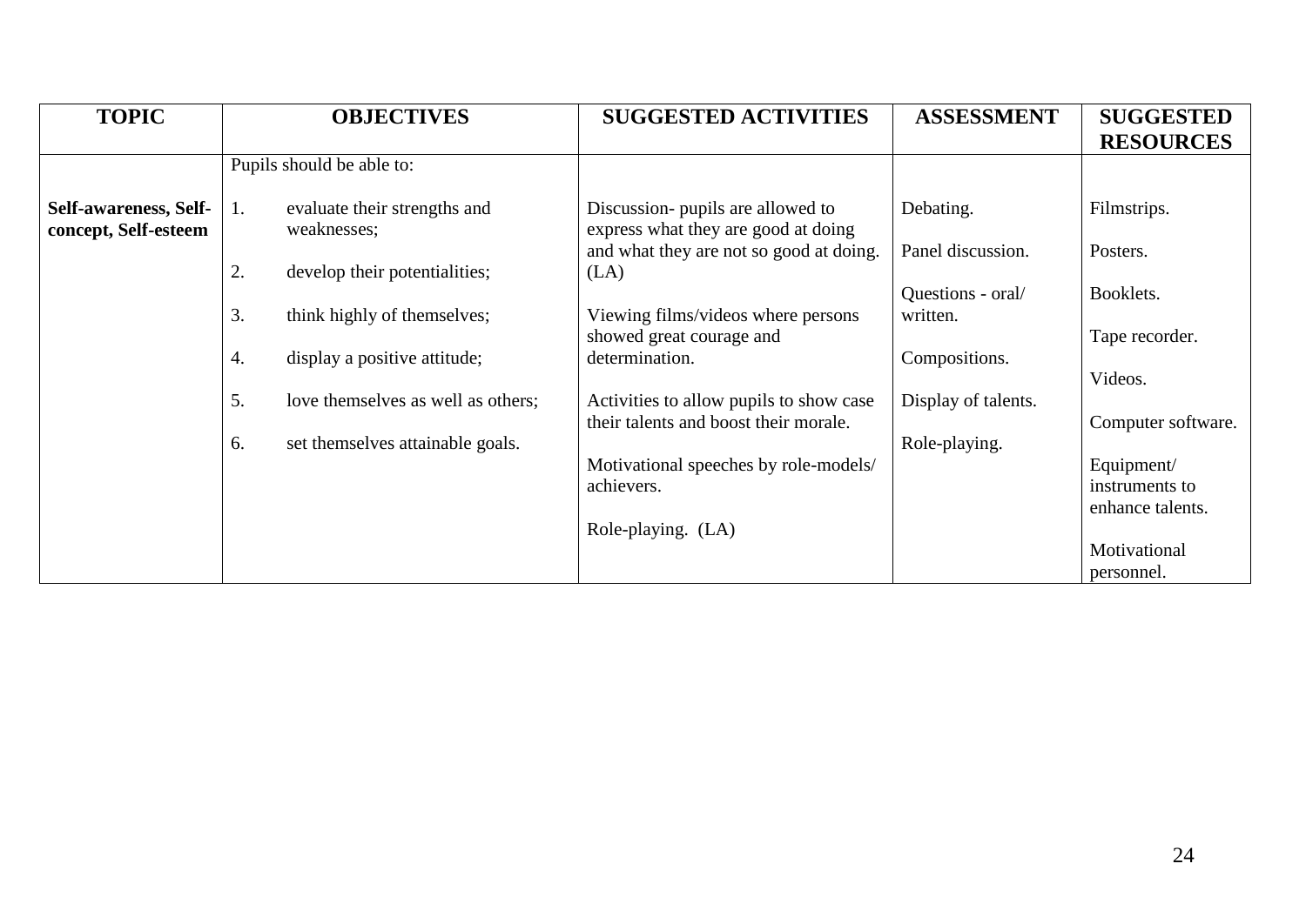| TOPIC | OBJECTIVES | SUGGESTED ACTIVITIES | ASSESSMENT | SUGGESTED RESOURCES |
|---|---|---|---|---|
| | Pupils should be able to: | | | |
| **Self-awareness, Self-concept, Self-esteem** | 1. evaluate their strengths and weaknesses;<br><br>2. develop their potentialities;<br><br>3. think highly of themselves;<br><br>4. display a positive attitude;<br><br>5. love themselves as well as others;<br><br>6. set themselves attainable goals. | Discussion- pupils are allowed to express what they are good at doing and what they are not so good at doing. (LA)<br><br>Viewing films/videos where persons showed great courage and determination.<br><br>Activities to allow pupils to show case their talents and boost their morale.<br><br>Motivational speeches by role-models/ achievers.<br><br>Role-playing. (LA) | Debating.<br><br>Panel discussion.<br><br>Questions - oral/ written.<br><br>Compositions.<br><br>Display of talents.<br><br>Role-playing. | Filmstrips.<br><br>Posters.<br><br>Booklets.<br><br>Tape recorder.<br><br>Videos.<br><br>Computer software.<br><br>Equipment/ instruments to enhance talents.<br><br>Motivational personnel. |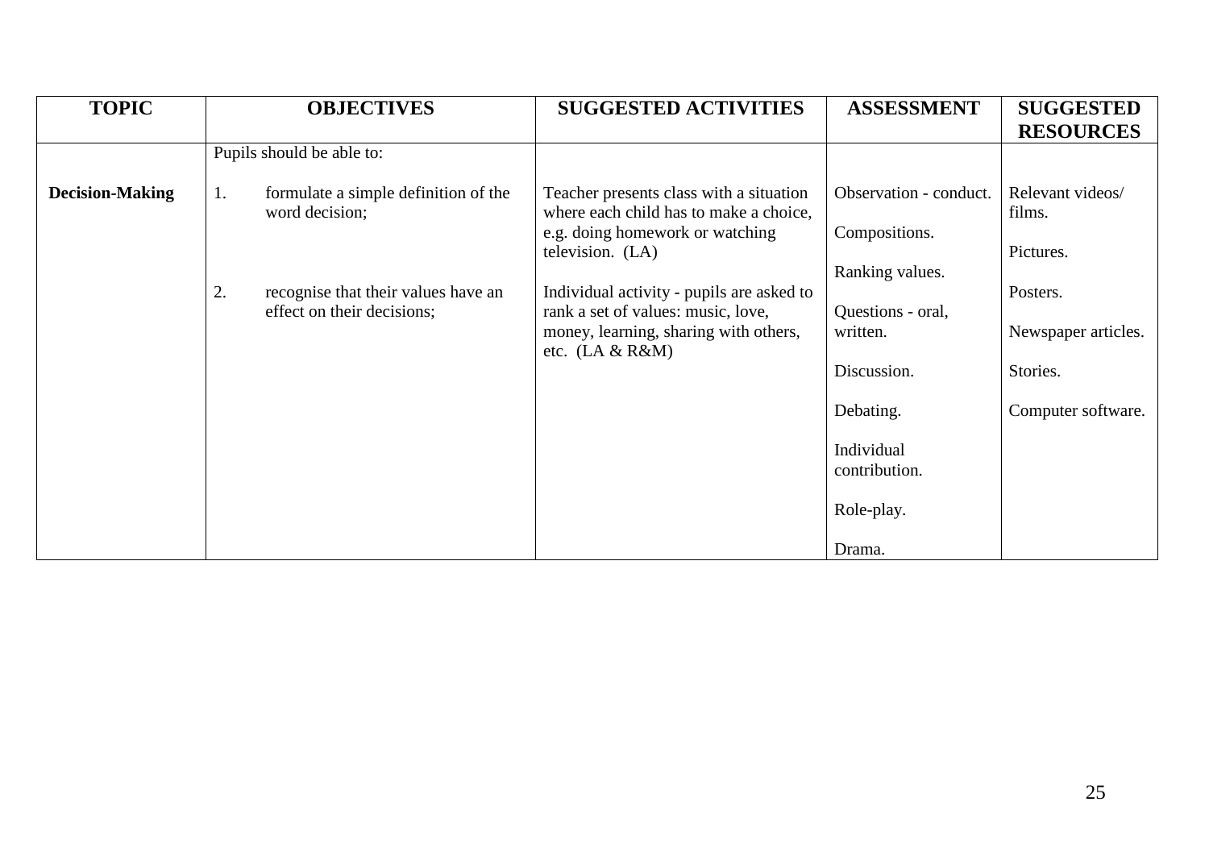| TOPIC | OBJECTIVES | SUGGESTED ACTIVITIES | ASSESSMENT | SUGGESTED RESOURCES |
|---|---|---|---|---|
| | Pupils should be able to: | | | |
| **Decision-Making** | 1. formulate a simple definition of the word decision; | Teacher presents class with a situation where each child has to make a choice, e.g. doing homework or watching television. (LA) | Observation - conduct.<br><br>Compositions.<br><br>Ranking values. | Relevant videos/ films.<br><br>Pictures. |
| | 2. recognise that their values have an effect on their decisions; | Individual activity - pupils are asked to rank a set of values: music, love, money, learning, sharing with others, etc. (LA & R&M) | Questions - oral, written.<br><br>Discussion.<br><br>Debating.<br><br>Individual contribution.<br><br>Role-play.<br><br>Drama. | Posters.<br><br>Newspaper articles.<br><br>Stories.<br><br>Computer software. |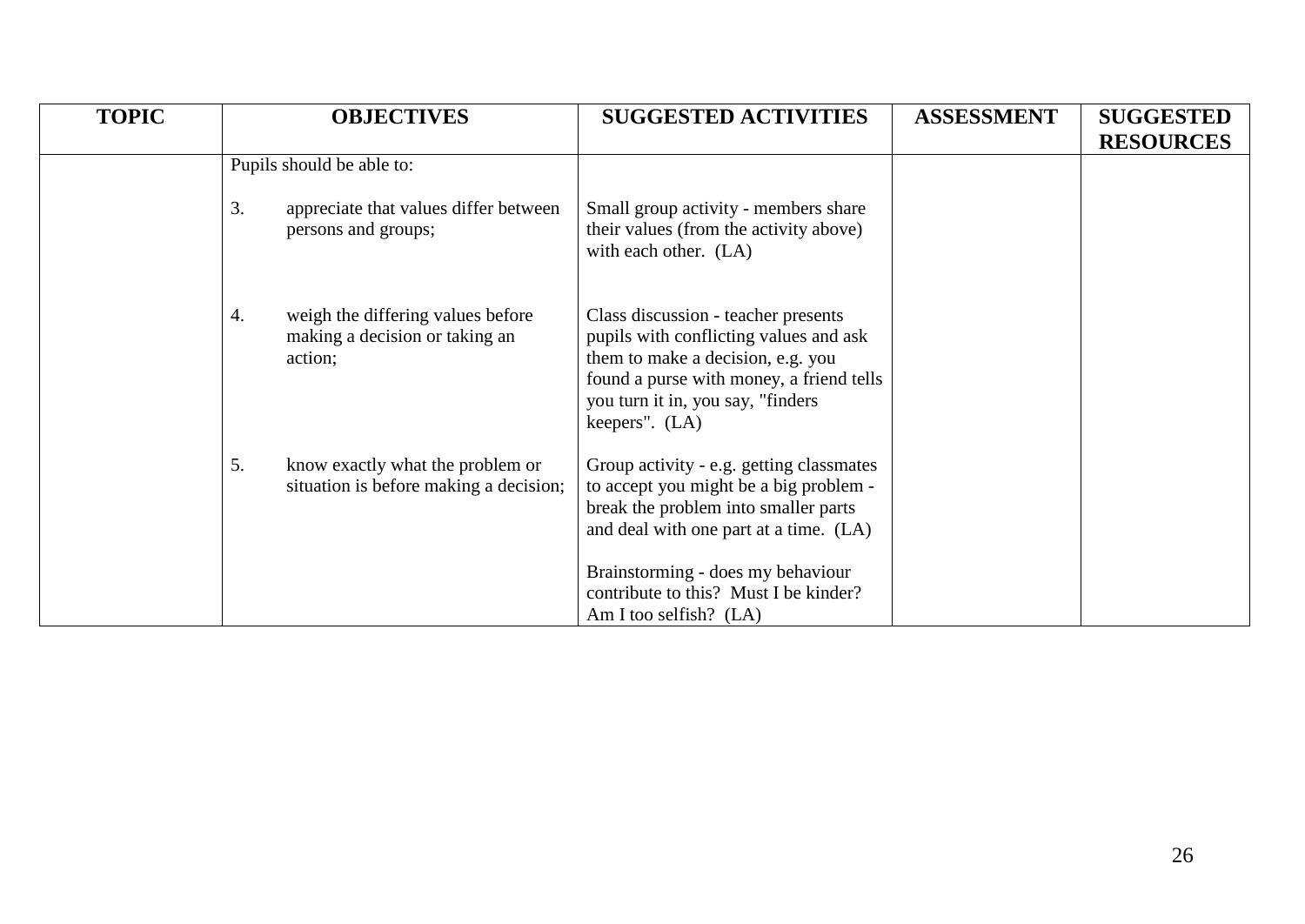| TOPIC | OBJECTIVES | SUGGESTED ACTIVITIES | ASSESSMENT | SUGGESTED RESOURCES |
|---|---|---|---|---|
| | Pupils should be able to: | | | |
| | 3. appreciate that values differ between persons and groups; | Small group activity - members share their values (from the activity above) with each other. (LA) | | |
| | 4. weigh the differing values before making a decision or taking an action; | Class discussion - teacher presents pupils with conflicting values and ask them to make a decision, e.g. you found a purse with money, a friend tells you turn it in, you say, "finders keepers". (LA) | | |
| | 5. know exactly what the problem or situation is before making a decision; | Group activity - e.g. getting classmates to accept you might be a big problem - break the problem into smaller parts and deal with one part at a time. (LA)<br><br>Brainstorming - does my behaviour contribute to this? Must I be kinder? Am I too selfish? (LA) | | |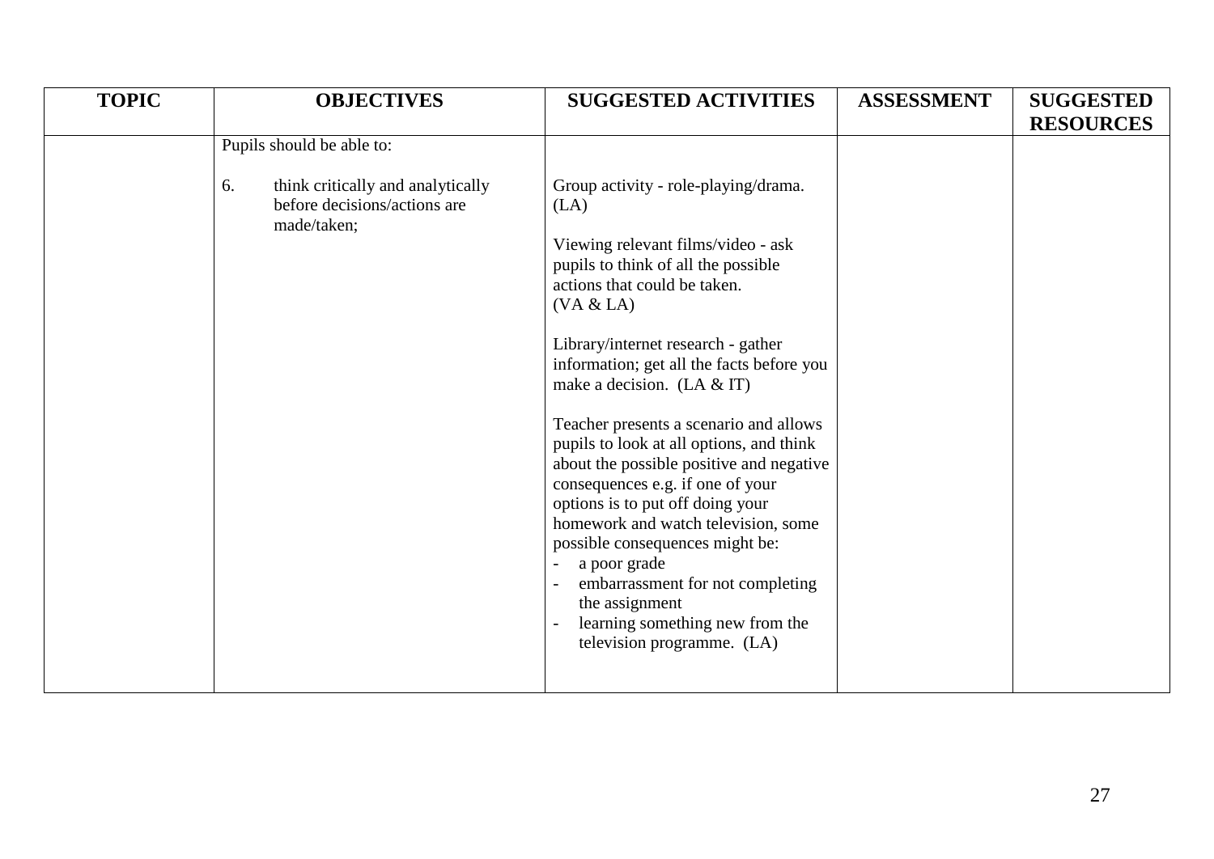| TOPIC | OBJECTIVES | SUGGESTED ACTIVITIES | ASSESSMENT | SUGGESTED RESOURCES |
|---|---|---|---|---|
| | Pupils should be able to:<br><br>6. think critically and analytically before decisions/actions are made/taken; | Group activity - role-playing/drama. (LA)<br><br>Viewing relevant films/video - ask pupils to think of all the possible actions that could be taken. (VA & LA)<br><br>Library/internet research - gather information; get all the facts before you make a decision. (LA & IT)<br><br>Teacher presents a scenario and allows pupils to look at all options, and think about the possible positive and negative consequences e.g. if one of your options is to put off doing your homework and watch television, some possible consequences might be:<br>- a poor grade<br>- embarrassment for not completing the assignment<br>- learning something new from the television programme. (LA) | | |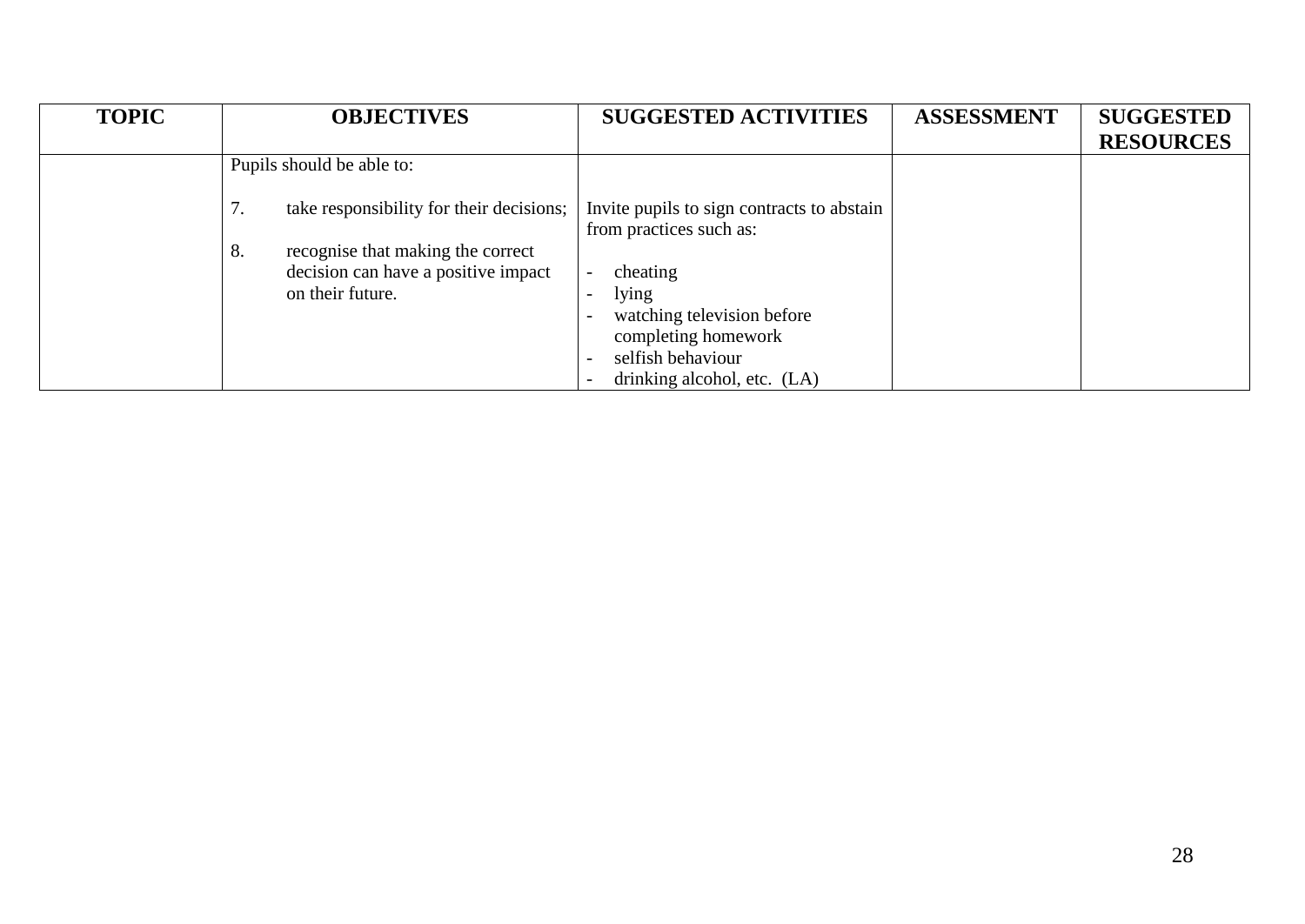| TOPIC | OBJECTIVES | SUGGESTED ACTIVITIES | ASSESSMENT | SUGGESTED RESOURCES |
|---|---|---|---|---|
| | Pupils should be able to:<br><br>7. take responsibility for their decisions;<br><br>8. recognise that making the correct decision can have a positive impact on their future. | Invite pupils to sign contracts to abstain from practices such as:<br><br>- cheating<br>- lying<br>- watching television before completing homework<br>- selfish behaviour<br>- drinking alcohol, etc. (LA) | | |